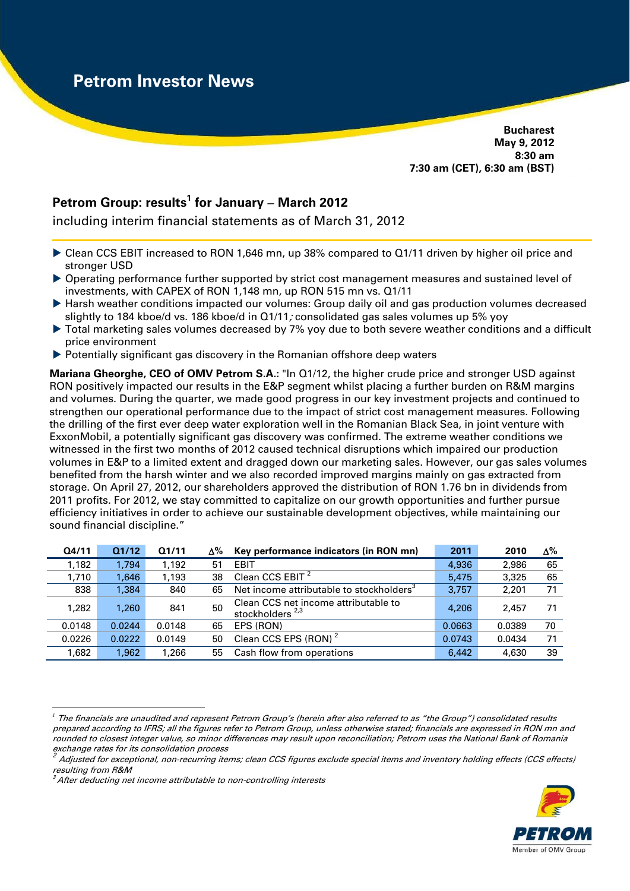# Petrom Investor News

**Bucharest**
**May 9, 2012**
**8:30 am**
**7:30 am (CET), 6:30 am (BST)**

## Petrom Group: results[1] for January – March 2012

including interim financial statements as of March 31, 2012

- Clean CCS EBIT increased to RON 1,646 mn, up 38% compared to Q1/11 driven by higher oil price and stronger USD
- Operating performance further supported by strict cost management measures and sustained level of investments, with CAPEX of RON 1,148 mn, up RON 515 mn vs. Q1/11
- Harsh weather conditions impacted our volumes: Group daily oil and gas production volumes decreased slightly to 184 kboe/d vs. 186 kboe/d in Q1/11; consolidated gas sales volumes up 5% yoy
- Total marketing sales volumes decreased by 7% yoy due to both severe weather conditions and a difficult price environment
- Potentially significant gas discovery in the Romanian offshore deep waters

**Mariana Gheorghe, CEO of OMV Petrom S.A.:** "In Q1/12, the higher crude price and stronger USD against RON positively impacted our results in the E&P segment whilst placing a further burden on R&M margins and volumes. During the quarter, we made good progress in our key investment projects and continued to strengthen our operational performance due to the impact of strict cost management measures. Following the drilling of the first ever deep water exploration well in the Romanian Black Sea, in joint venture with ExxonMobil, a potentially significant gas discovery was confirmed. The extreme weather conditions we witnessed in the first two months of 2012 caused technical disruptions which impaired our production volumes in E&P to a limited extent and dragged down our marketing sales. However, our gas sales volumes benefited from the harsh winter and we also recorded improved margins mainly on gas extracted from storage. On April 27, 2012, our shareholders approved the distribution of RON 1.76 bn in dividends from 2011 profits. For 2012, we stay committed to capitalize on our growth opportunities and further pursue efficiency initiatives in order to achieve our sustainable development objectives, while maintaining our sound financial discipline."

| Q4/11 | Q1/12 | Q1/11 | Δ% | Key performance indicators (in RON mn) | 2011 | 2010 | Δ% |
|---|---|---|---|---|---|---|---|
| 1,182 | 1,794 | 1,192 | 51 | EBIT | 4,936 | 2,986 | 65 |
| 1,710 | 1,646 | 1,193 | 38 | Clean CCS EBIT [2] | 5,475 | 3,325 | 65 |
| 838 | 1,384 | 840 | 65 | Net income attributable to stockholders[3] | 3,757 | 2,201 | 71 |
| 1,282 | 1,260 | 841 | 50 | Clean CCS net income attributable to stockholders [2,3] | 4,206 | 2,457 | 71 |
| 0.0148 | 0.0244 | 0.0148 | 65 | EPS (RON) | 0.0663 | 0.0389 | 70 |
| 0.0226 | 0.0222 | 0.0149 | 50 | Clean CCS EPS (RON) [2] | 0.0743 | 0.0434 | 71 |
| 1,682 | 1,962 | 1,266 | 55 | Cash flow from operations | 6,442 | 4,630 | 39 |

*[1] The financials are unaudited and represent Petrom Group's (herein after also referred to as "the Group") consolidated results prepared according to IFRS; all the figures refer to Petrom Group, unless otherwise stated; financials are expressed in RON mn and rounded to closest integer value, so minor differences may result upon reconciliation; Petrom uses the National Bank of Romania exchange rates for its consolidation process*

*[2] Adjusted for exceptional, non-recurring items; clean CCS figures exclude special items and inventory holding effects (CCS effects) resulting from R&M*

*[3] After deducting net income attributable to non-controlling interests*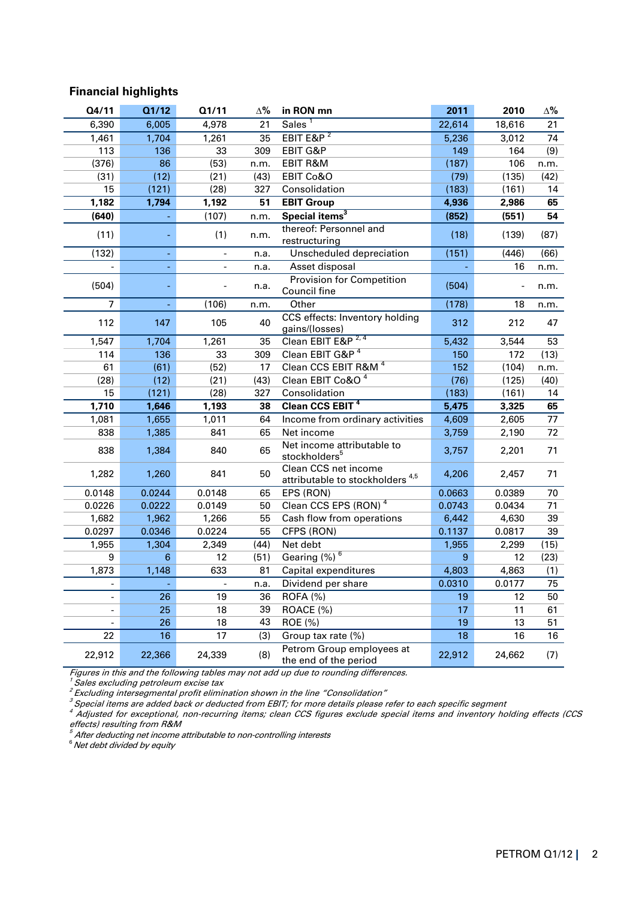## Financial highlights

| Q4/11 | Q1/12 | Q1/11 | ∆% | in RON mn | 2011 | 2010 | ∆% |
|---|---|---|---|---|---|---|---|
| 6,390 | 6,005 | 4,978 | 21 | Sales [1] | 22,614 | 18,616 | 21 |
| 1,461 | 1,704 | 1,261 | 35 | EBIT E&P [2] | 5,236 | 3,012 | 74 |
| 113 | 136 | 33 | 309 | EBIT G&P | 149 | 164 | (9) |
| (376) | 86 | (53) | n.m. | EBIT R&M | (187) | 106 | n.m. |
| (31) | (12) | (21) | (43) | EBIT Co&O | (79) | (135) | (42) |
| 15 | (121) | (28) | 327 | Consolidation | (183) | (161) | 14 |
| **1,182** | **1,794** | **1,192** | **51** | **EBIT Group** | **4,936** | **2,986** | **65** |
| **(640)** | **-** | **(107)** | **n.m.** | **Special items [3]** | **(852)** | **(551)** | **54** |
| (11) | - | (1) | n.m. | thereof: Personnel and restructuring | (18) | (139) | (87) |
| (132) | - | - | n.a. | Unscheduled depreciation | (151) | (446) | (66) |
| - | - | - | n.a. | Asset disposal | - | 16 | n.m. |
| (504) | - | - | n.a. | Provision for Competition Council fine | (504) | - | n.m. |
| 7 | - | (106) | n.m. | Other | (178) | 18 | n.a. |
| 112 | 147 | 105 | 40 | CCS effects: Inventory holding gains/(losses) | 312 | 212 | 47 |
| 1,547 | 1,704 | 1,261 | 35 | Clean EBIT E&P [2, 4] | 5,432 | 3,544 | 53 |
| 114 | 136 | 33 | 309 | Clean EBIT G&P [4] | 150 | 172 | (13) |
| 61 | (61) | (52) | 17 | Clean CCS EBIT R&M [4] | 152 | (104) | n.m. |
| (28) | (12) | (21) | (43) | Clean EBIT Co&O [4] | (76) | (125) | (40) |
| 15 | (121) | (28) | 327 | Consolidation | (183) | (161) | 14 |
| **1,710** | **1,646** | **1,193** | **38** | **Clean CCS EBIT [4]** | **5,475** | **3,325** | **65** |
| 1,081 | 1,655 | 1,011 | 64 | Income from ordinary activities | 4,609 | 2,605 | 77 |
| 838 | 1,385 | 841 | 65 | Net income | 3,759 | 2,190 | 72 |
| 838 | 1,384 | 840 | 65 | Net income attributable to stockholders [5] | 3,757 | 2,201 | 71 |
| 1,282 | 1,260 | 841 | 50 | Clean CCS net income attributable to stockholders [4,5] | 4,206 | 2,457 | 71 |
| 0.0148 | 0.0244 | 0.0148 | 65 | EPS (RON) | 0.0663 | 0.0389 | 70 |
| 0.0226 | 0.0222 | 0.0149 | 50 | Clean CCS EPS (RON) [4] | 0.0743 | 0.0434 | 71 |
| 1,682 | 1,962 | 1,266 | 55 | Cash flow from operations | 6,442 | 4,630 | 39 |
| 0.0297 | 0.0346 | 0.0224 | 55 | CFPS (RON) | 0.1137 | 0.0817 | 39 |
| 1,955 | 1,304 | 2,349 | (44) | Net debt | 1,955 | 2,299 | (15) |
| 9 | 6 | 12 | (51) | Gearing (%) [6] | 9 | 12 | (23) |
| 1,873 | 1,148 | 633 | 81 | Capital expenditures | 4,803 | 4,863 | (1) |
| - | - | - | n.a. | Dividend per share | 0.0310 | 0.0177 | 75 |
| - | 26 | 19 | 36 | ROFA (%) | 19 | 12 | 50 |
| - | 25 | 18 | 39 | ROACE (%) | 17 | 11 | 61 |
| - | 26 | 18 | 43 | ROE (%) | 19 | 13 | 51 |
| 22 | 16 | 17 | (3) | Group tax rate (%) | 18 | 16 | 16 |
| 22,912 | 22,366 | 24,339 | (8) | Petrom Group employees at the end of the period | 22,912 | 24,662 | (7) |

*Figures in this and the following tables may not add up due to rounding differences.*

[1] *Sales excluding petroleum excise tax*

[2] *Excluding intersegmental profit elimination shown in the line "Consolidation"*

[3] *Special items are added back or deducted from EBIT; for more details please refer to each specific segment*

[4] *Adjusted for exceptional, non-recurring items; clean CCS figures exclude special items and inventory holding effects (CCS effects) resulting from R&M*

[5] *After deducting net income attributable to non-controlling interests*

[6] *Net debt divided by equity*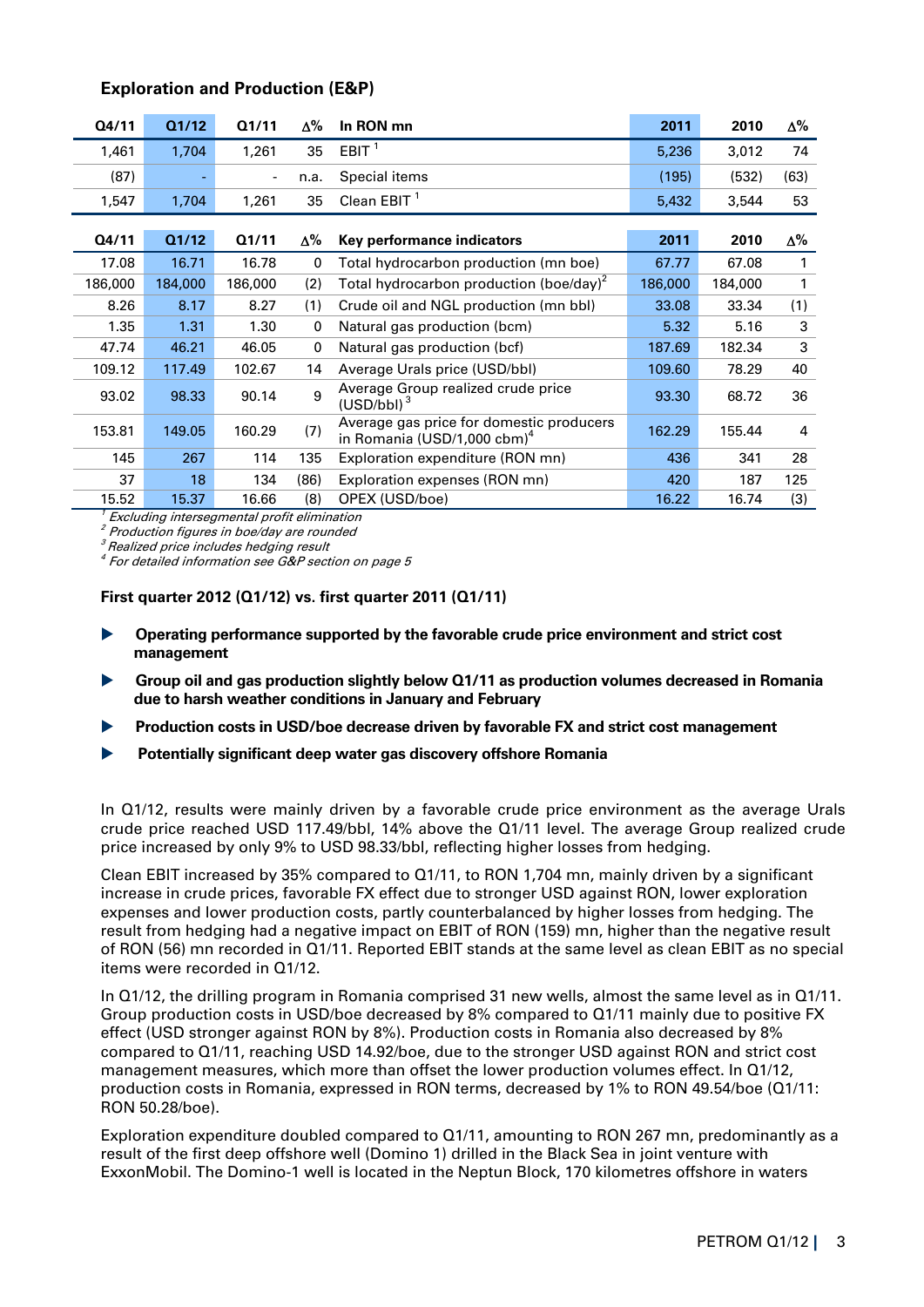## Exploration and Production (E&P)

| Q4/11 | Q1/12 | Q1/11 | Δ% | In RON mn | 2011 | 2010 | Δ% |
|---|---|---|---|---|---|---|---|
| 1,461 | 1,704 | 1,261 | 35 | EBIT [1] | 5,236 | 3,012 | 74 |
| (87) | - | - | n.a. | Special items | (195) | (532) | (63) |
| 1,547 | 1,704 | 1,261 | 35 | Clean EBIT [1] | 5,432 | 3,544 | 53 |

| Q4/11 | Q1/12 | Q1/11 | Δ% | Key performance indicators | 2011 | 2010 | Δ% |
|---|---|---|---|---|---|---|---|
| 17.08 | 16.71 | 16.78 | 0 | Total hydrocarbon production (mn boe) | 67.77 | 67.08 | 1 |
| 186,000 | 184,000 | 186,000 | (2) | Total hydrocarbon production (boe/day)[2] | 186,000 | 184,000 | 1 |
| 8.26 | 8.17 | 8.27 | (1) | Crude oil and NGL production (mn bbl) | 33.08 | 33.34 | (1) |
| 1.35 | 1.31 | 1.30 | 0 | Natural gas production (bcm) | 5.32 | 5.16 | 3 |
| 47.74 | 46.21 | 46.05 | 0 | Natural gas production (bcf) | 187.69 | 182.34 | 3 |
| 109.12 | 117.49 | 102.67 | 14 | Average Urals price (USD/bbl) | 109.60 | 78.29 | 40 |
| 93.02 | 98.33 | 90.14 | 9 | Average Group realized crude price (USD/bbl) [3] | 93.30 | 68.72 | 36 |
| 153.81 | 149.05 | 160.29 | (7) | Average gas price for domestic producers in Romania (USD/1,000 cbm)[4] | 162.29 | 155.44 | 4 |
| 145 | 267 | 114 | 135 | Exploration expenditure (RON mn) | 436 | 341 | 28 |
| 37 | 18 | 134 | (86) | Exploration expenses (RON mn) | 420 | 187 | 125 |
| 15.52 | 15.37 | 16.66 | (8) | OPEX (USD/boe) | 16.22 | 16.74 | (3) |

*[1] Excluding intersegmental profit elimination*
*[2] Production figures in boe/day are rounded*
*[3] Realized price includes hedging result*
*[4] For detailed information see G&P section on page 5*

**First quarter 2012 (Q1/12) vs. first quarter 2011 (Q1/11)**

- **Operating performance supported by the favorable crude price environment and strict cost management**
- **Group oil and gas production slightly below Q1/11 as production volumes decreased in Romania due to harsh weather conditions in January and February**
- **Production costs in USD/boe decrease driven by favorable FX and strict cost management**
- **Potentially significant deep water gas discovery offshore Romania**

In Q1/12, results were mainly driven by a favorable crude price environment as the average Urals crude price reached USD 117.49/bbl, 14% above the Q1/11 level. The average Group realized crude price increased by only 9% to USD 98.33/bbl, reflecting higher losses from hedging.

Clean EBIT increased by 35% compared to Q1/11, to RON 1,704 mn, mainly driven by a significant increase in crude prices, favorable FX effect due to stronger USD against RON, lower exploration expenses and lower production costs, partly counterbalanced by higher losses from hedging. The result from hedging had a negative impact on EBIT of RON (159) mn, higher than the negative result of RON (56) mn recorded in Q1/11. Reported EBIT stands at the same level as clean EBIT as no special items were recorded in Q1/12.

In Q1/12, the drilling program in Romania comprised 31 new wells, almost the same level as in Q1/11. Group production costs in USD/boe decreased by 8% compared to Q1/11 mainly due to positive FX effect (USD stronger against RON by 8%). Production costs in Romania also decreased by 8% compared to Q1/11, reaching USD 14.92/boe, due to the stronger USD against RON and strict cost management measures, which more than offset the lower production volumes effect. In Q1/12, production costs in Romania, expressed in RON terms, decreased by 1% to RON 49.54/boe (Q1/11: RON 50.28/boe).

Exploration expenditure doubled compared to Q1/11, amounting to RON 267 mn, predominantly as a result of the first deep offshore well (Domino 1) drilled in the Black Sea in joint venture with ExxonMobil. The Domino-1 well is located in the Neptun Block, 170 kilometres offshore in waters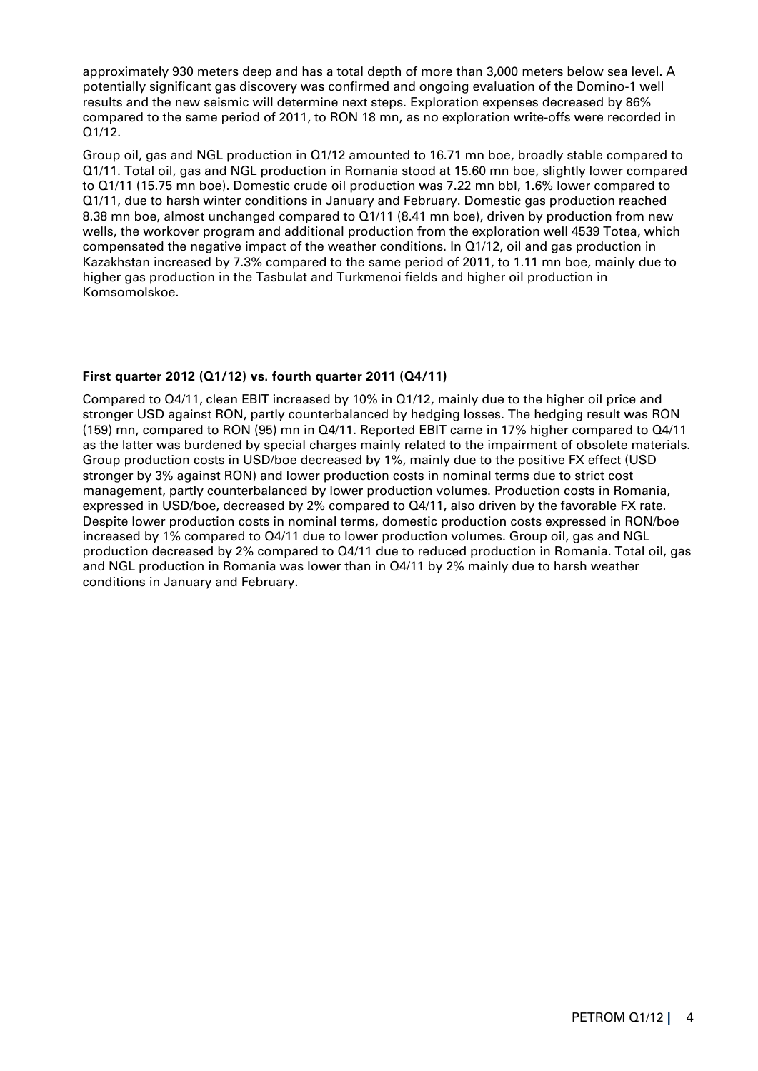approximately 930 meters deep and has a total depth of more than 3,000 meters below sea level. A potentially significant gas discovery was confirmed and ongoing evaluation of the Domino-1 well results and the new seismic will determine next steps. Exploration expenses decreased by 86% compared to the same period of 2011, to RON 18 mn, as no exploration write-offs were recorded in Q1/12.

Group oil, gas and NGL production in Q1/12 amounted to 16.71 mn boe, broadly stable compared to Q1/11. Total oil, gas and NGL production in Romania stood at 15.60 mn boe, slightly lower compared to Q1/11 (15.75 mn boe). Domestic crude oil production was 7.22 mn bbl, 1.6% lower compared to Q1/11, due to harsh winter conditions in January and February. Domestic gas production reached 8.38 mn boe, almost unchanged compared to Q1/11 (8.41 mn boe), driven by production from new wells, the workover program and additional production from the exploration well 4539 Totea, which compensated the negative impact of the weather conditions. In Q1/12, oil and gas production in Kazakhstan increased by 7.3% compared to the same period of 2011, to 1.11 mn boe, mainly due to higher gas production in the Tasbulat and Turkmenoi fields and higher oil production in Komsomolskoe.

---

**First quarter 2012 (Q1/12) vs. fourth quarter 2011 (Q4/11)**

Compared to Q4/11, clean EBIT increased by 10% in Q1/12, mainly due to the higher oil price and stronger USD against RON, partly counterbalanced by hedging losses. The hedging result was RON (159) mn, compared to RON (95) mn in Q4/11. Reported EBIT came in 17% higher compared to Q4/11 as the latter was burdened by special charges mainly related to the impairment of obsolete materials. Group production costs in USD/boe decreased by 1%, mainly due to the positive FX effect (USD stronger by 3% against RON) and lower production costs in nominal terms due to strict cost management, partly counterbalanced by lower production volumes. Production costs in Romania, expressed in USD/boe, decreased by 2% compared to Q4/11, also driven by the favorable FX rate. Despite lower production costs in nominal terms, domestic production costs expressed in RON/boe increased by 1% compared to Q4/11 due to lower production volumes. Group oil, gas and NGL production decreased by 2% compared to Q4/11 due to reduced production in Romania. Total oil, gas and NGL production in Romania was lower than in Q4/11 by 2% mainly due to harsh weather conditions in January and February.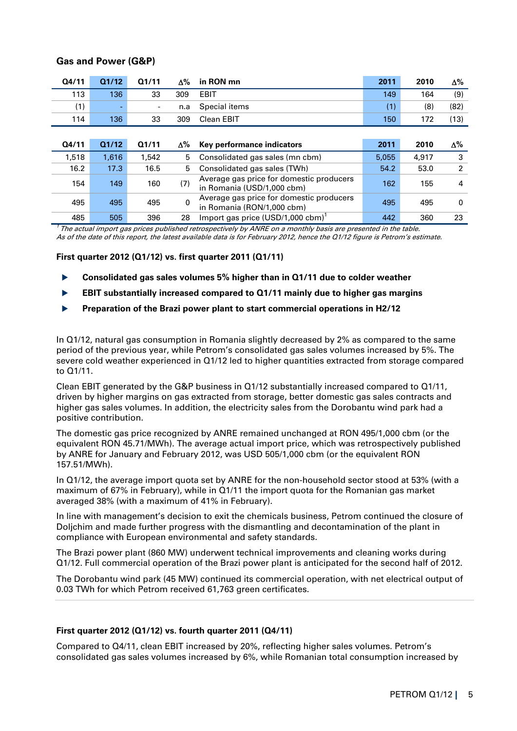## Gas and Power (G&P)

| Q4/11 | Q1/12 | Q1/11 | ∆% | in RON mn | 2011 | 2010 | ∆% |
|---|---|---|---|---|---|---|---|
| 113 | 136 | 33 | 309 | EBIT | 149 | 164 | (9) |
| (1) | - | - | n.a | Special items | (1) | (8) | (82) |
| 114 | 136 | 33 | 309 | Clean EBIT | 150 | 172 | (13) |

| Q4/11 | Q1/12 | Q1/11 | ∆% | Key performance indicators | 2011 | 2010 | ∆% |
|---|---|---|---|---|---|---|---|
| 1,518 | 1,616 | 1,542 | 5 | Consolidated gas sales (mn cbm) | 5,055 | 4,917 | 3 |
| 16.2 | 17.3 | 16.5 | 5 | Consolidated gas sales (TWh) | 54.2 | 53.0 | 2 |
| 154 | 149 | 160 | (7) | Average gas price for domestic producers in Romania (USD/1,000 cbm) | 162 | 155 | 4 |
| 495 | 495 | 495 | 0 | Average gas price for domestic producers in Romania (RON/1,000 cbm) | 495 | 495 | 0 |
| 485 | 505 | 396 | 28 | Import gas price (USD/1,000 cbm)[1] | 442 | 360 | 23 |

[1] *The actual import gas prices published retrospectively by ANRE on a monthly basis are presented in the table. As of the date of this report, the latest available data is for February 2012, hence the Q1/12 figure is Petrom's estimate.*

**First quarter 2012 (Q1/12) vs. first quarter 2011 (Q1/11)**

- **Consolidated gas sales volumes 5% higher than in Q1/11 due to colder weather**
- **EBIT substantially increased compared to Q1/11 mainly due to higher gas margins**
- **Preparation of the Brazi power plant to start commercial operations in H2/12**

In Q1/12, natural gas consumption in Romania slightly decreased by 2% as compared to the same period of the previous year, while Petrom's consolidated gas sales volumes increased by 5%. The severe cold weather experienced in Q1/12 led to higher quantities extracted from storage compared to Q1/11.

Clean EBIT generated by the G&P business in Q1/12 substantially increased compared to Q1/11, driven by higher margins on gas extracted from storage, better domestic gas sales contracts and higher gas sales volumes. In addition, the electricity sales from the Dorobantu wind park had a positive contribution.

The domestic gas price recognized by ANRE remained unchanged at RON 495/1,000 cbm (or the equivalent RON 45.71/MWh). The average actual import price, which was retrospectively published by ANRE for January and February 2012, was USD 505/1,000 cbm (or the equivalent RON 157.51/MWh).

In Q1/12, the average import quota set by ANRE for the non-household sector stood at 53% (with a maximum of 67% in February), while in Q1/11 the import quota for the Romanian gas market averaged 38% (with a maximum of 41% in February).

In line with management's decision to exit the chemicals business, Petrom continued the closure of Doljchim and made further progress with the dismantling and decontamination of the plant in compliance with European environmental and safety standards.

The Brazi power plant (860 MW) underwent technical improvements and cleaning works during Q1/12. Full commercial operation of the Brazi power plant is anticipated for the second half of 2012.

The Dorobantu wind park (45 MW) continued its commercial operation, with net electrical output of 0.03 TWh for which Petrom received 61,763 green certificates.

**First quarter 2012 (Q1/12) vs. fourth quarter 2011 (Q4/11)**

Compared to Q4/11, clean EBIT increased by 20%, reflecting higher sales volumes. Petrom's consolidated gas sales volumes increased by 6%, while Romanian total consumption increased by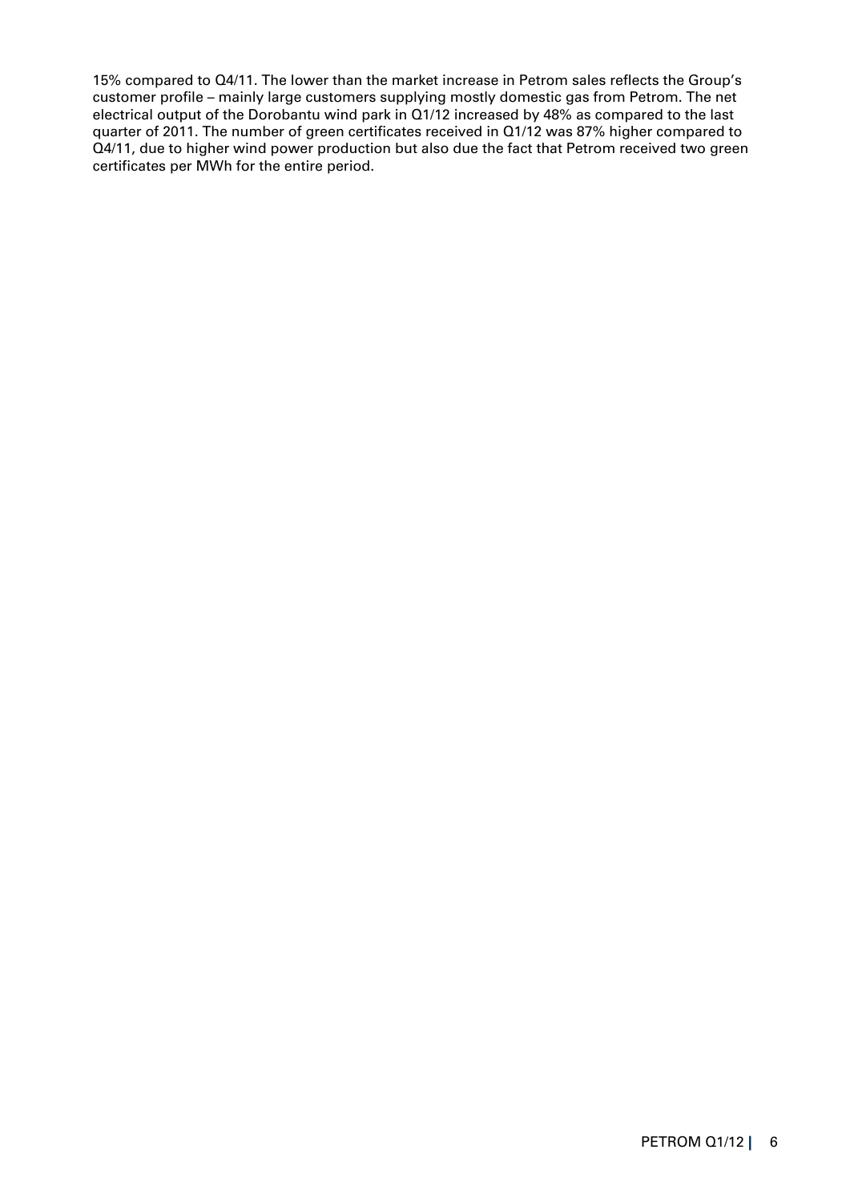15% compared to Q4/11. The lower than the market increase in Petrom sales reflects the Group's customer profile – mainly large customers supplying mostly domestic gas from Petrom. The net electrical output of the Dorobantu wind park in Q1/12 increased by 48% as compared to the last quarter of 2011. The number of green certificates received in Q1/12 was 87% higher compared to Q4/11, due to higher wind power production but also due the fact that Petrom received two green certificates per MWh for the entire period.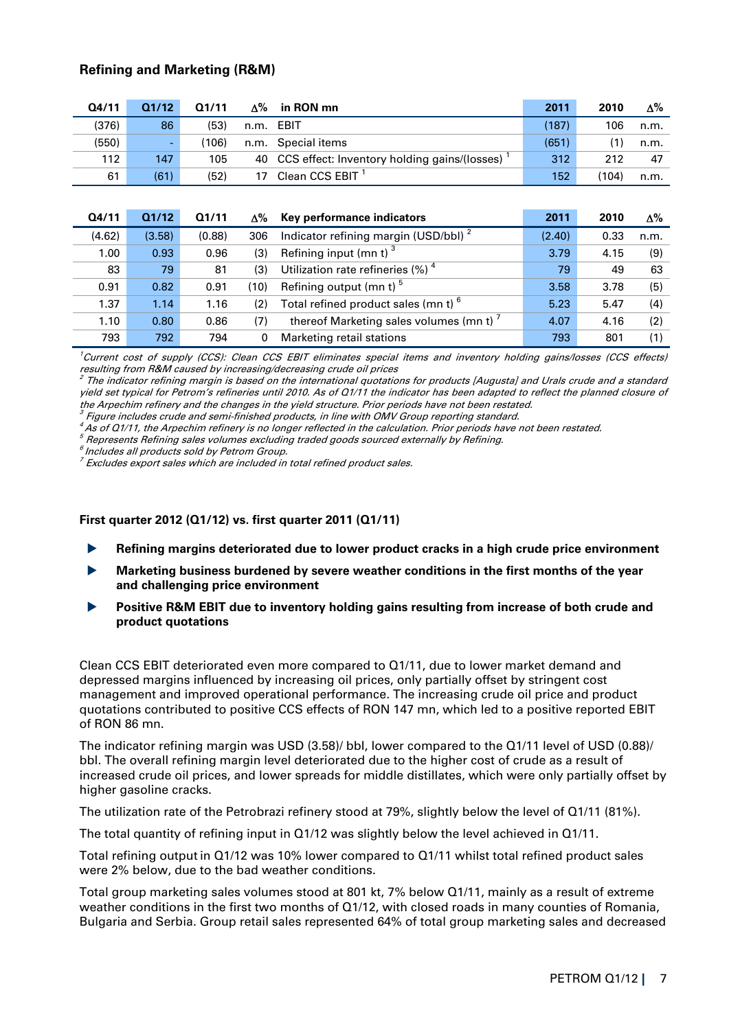## Refining and Marketing (R&M)

| Q4/11 | Q1/12 | Q1/11 | Δ% | in RON mn | 2011 | 2010 | Δ% |
|---|---|---|---|---|---|---|---|
| (376) | 86 | (53) | n.m. | EBIT | (187) | 106 | n.m. |
| (550) | - | (106) | n.m. | Special items | (651) | (1) | n.m. |
| 112 | 147 | 105 | 40 | CCS effect: Inventory holding gains/(losses) [1] | 312 | 212 | 47 |
| 61 | (61) | (52) | 17 | Clean CCS EBIT [1] | 152 | (104) | n.m. |

| Q4/11 | Q1/12 | Q1/11 | Δ% | Key performance indicators | 2011 | 2010 | Δ% |
|---|---|---|---|---|---|---|---|
| (4.62) | (3.58) | (0.88) | 306 | Indicator refining margin (USD/bbl) [2] | (2.40) | 0.33 | n.m. |
| 1.00 | 0.93 | 0.96 | (3) | Refining input (mn t) [3] | 3.79 | 4.15 | (9) |
| 83 | 79 | 81 | (3) | Utilization rate refineries (%) [4] | 79 | 49 | 63 |
| 0.91 | 0.82 | 0.91 | (10) | Refining output (mn t) [5] | 3.58 | 3.78 | (5) |
| 1.37 | 1.14 | 1.16 | (2) | Total refined product sales (mn t) [6] | 5.23 | 5.47 | (4) |
| 1.10 | 0.80 | 0.86 | (7) | thereof Marketing sales volumes (mn t) [7] | 4.07 | 4.16 | (2) |
| 793 | 792 | 794 | 0 | Marketing retail stations | 793 | 801 | (1) |

*[1] Current cost of supply (CCS): Clean CCS EBIT eliminates special items and inventory holding gains/losses (CCS effects) resulting from R&M caused by increasing/decreasing crude oil prices*
*[2] The indicator refining margin is based on the international quotations for products [Augusta] and Urals crude and a standard yield set typical for Petrom's refineries until 2010. As of Q1/11 the indicator has been adapted to reflect the planned closure of the Arpechim refinery and the changes in the yield structure. Prior periods have not been restated.*
*[3] Figure includes crude and semi-finished products, in line with OMV Group reporting standard.*
*[4] As of Q1/11, the Arpechim refinery is no longer reflected in the calculation. Prior periods have not been restated.*
*[5] Represents Refining sales volumes excluding traded goods sourced externally by Refining.*
*[6] Includes all products sold by Petrom Group.*
*[7] Excludes export sales which are included in total refined product sales.*

### First quarter 2012 (Q1/12) vs. first quarter 2011 (Q1/11)

- **Refining margins deteriorated due to lower product cracks in a high crude price environment**
- **Marketing business burdened by severe weather conditions in the first months of the year and challenging price environment**
- **Positive R&M EBIT due to inventory holding gains resulting from increase of both crude and product quotations**

Clean CCS EBIT deteriorated even more compared to Q1/11, due to lower market demand and depressed margins influenced by increasing oil prices, only partially offset by stringent cost management and improved operational performance. The increasing crude oil price and product quotations contributed to positive CCS effects of RON 147 mn, which led to a positive reported EBIT of RON 86 mn.

The indicator refining margin was USD (3.58)/ bbl, lower compared to the Q1/11 level of USD (0.88)/ bbl. The overall refining margin level deteriorated due to the higher cost of crude as a result of increased crude oil prices, and lower spreads for middle distillates, which were only partially offset by higher gasoline cracks.

The utilization rate of the Petrobrazi refinery stood at 79%, slightly below the level of Q1/11 (81%).

The total quantity of refining input in Q1/12 was slightly below the level achieved in Q1/11.

Total refining output in Q1/12 was 10% lower compared to Q1/11 whilst total refined product sales were 2% below, due to the bad weather conditions.

Total group marketing sales volumes stood at 801 kt, 7% below Q1/11, mainly as a result of extreme weather conditions in the first two months of Q1/12, with closed roads in many counties of Romania, Bulgaria and Serbia. Group retail sales represented 64% of total group marketing sales and decreased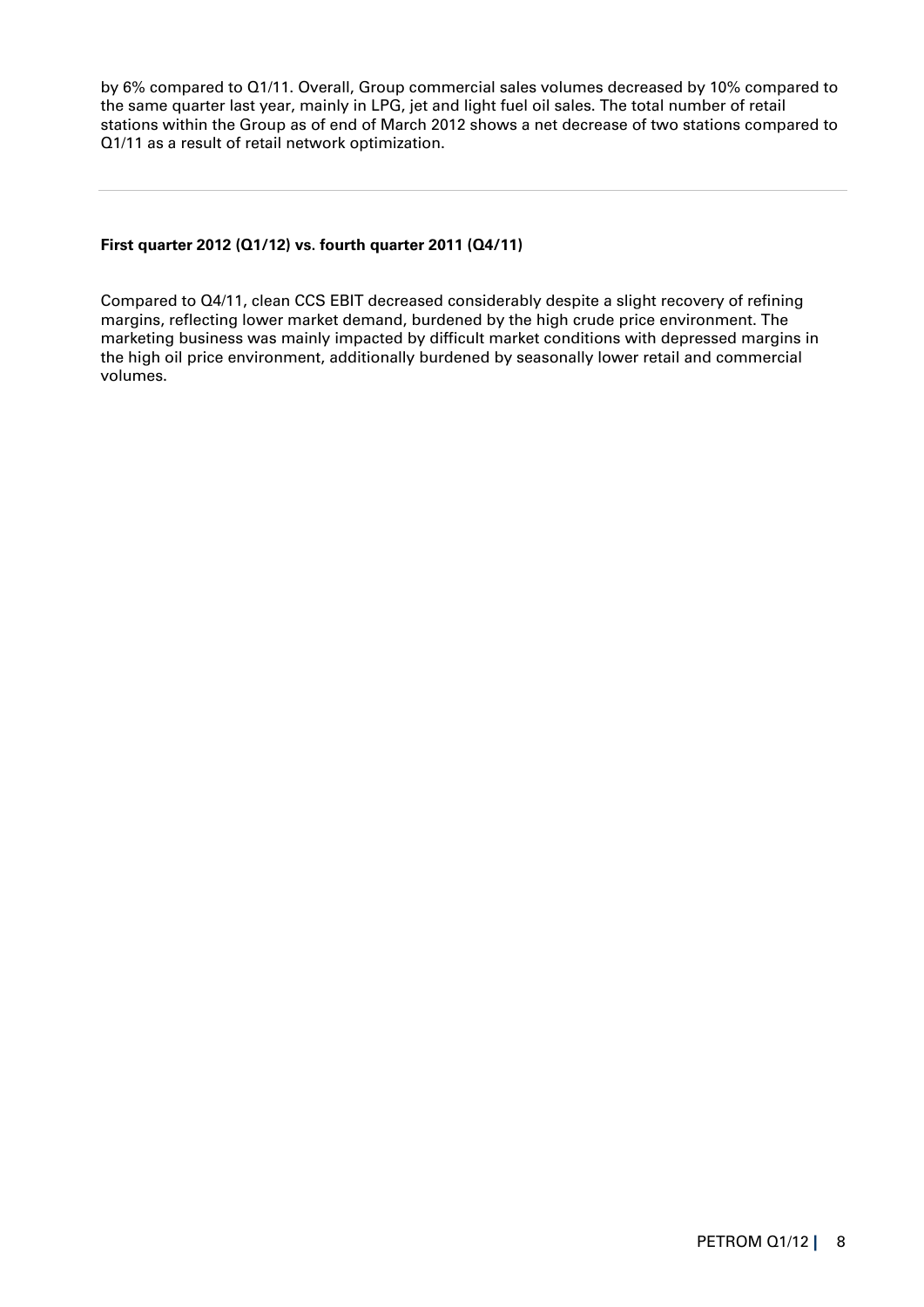by 6% compared to Q1/11. Overall, Group commercial sales volumes decreased by 10% compared to the same quarter last year, mainly in LPG, jet and light fuel oil sales. The total number of retail stations within the Group as of end of March 2012 shows a net decrease of two stations compared to Q1/11 as a result of retail network optimization.

---

**First quarter 2012 (Q1/12) vs. fourth quarter 2011 (Q4/11)**

Compared to Q4/11, clean CCS EBIT decreased considerably despite a slight recovery of refining margins, reflecting lower market demand, burdened by the high crude price environment. The marketing business was mainly impacted by difficult market conditions with depressed margins in the high oil price environment, additionally burdened by seasonally lower retail and commercial volumes.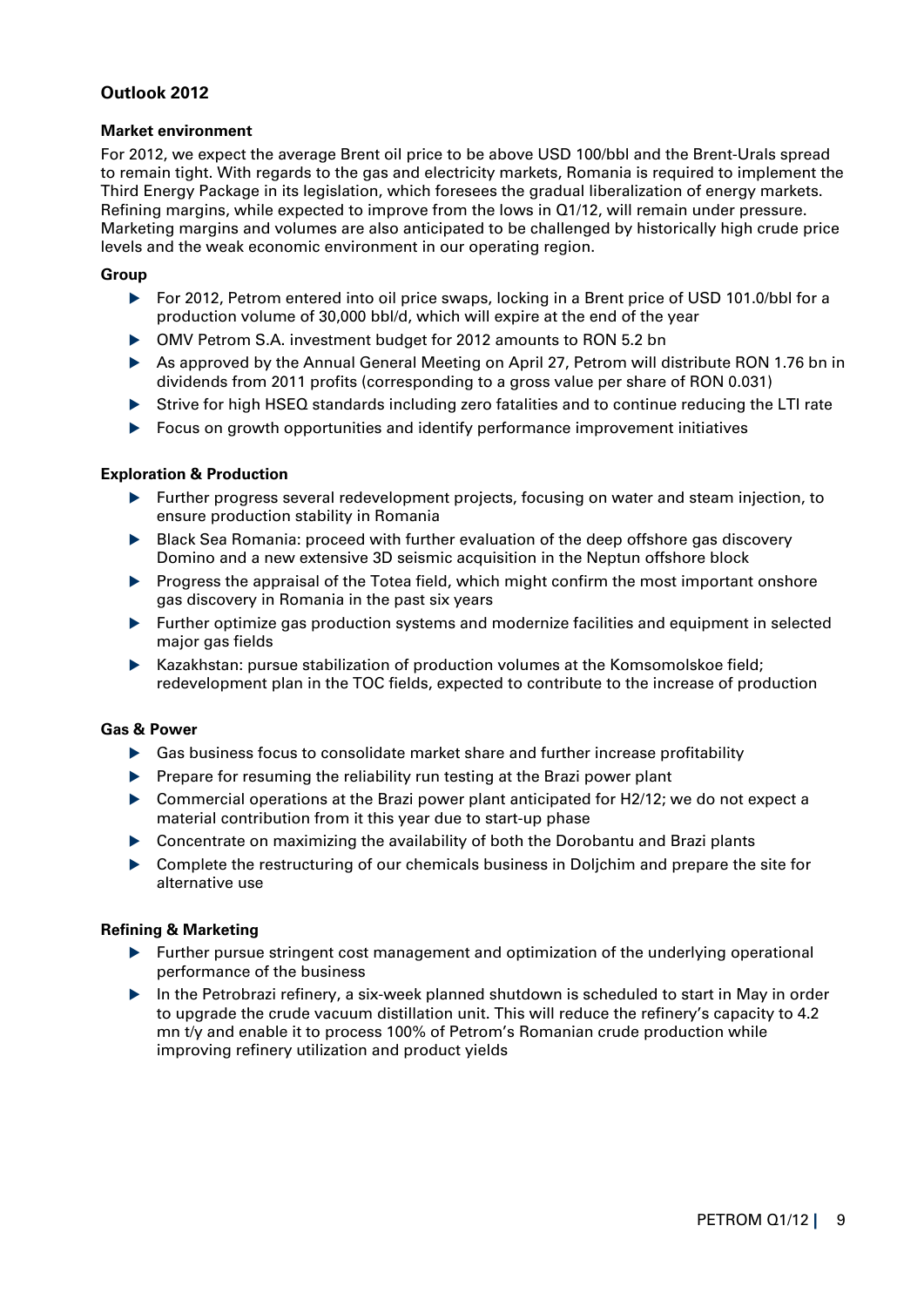## Outlook 2012

### Market environment

For 2012, we expect the average Brent oil price to be above USD 100/bbl and the Brent-Urals spread to remain tight. With regards to the gas and electricity markets, Romania is required to implement the Third Energy Package in its legislation, which foresees the gradual liberalization of energy markets. Refining margins, while expected to improve from the lows in Q1/12, will remain under pressure. Marketing margins and volumes are also anticipated to be challenged by historically high crude price levels and the weak economic environment in our operating region.

### Group

- For 2012, Petrom entered into oil price swaps, locking in a Brent price of USD 101.0/bbl for a production volume of 30,000 bbl/d, which will expire at the end of the year
- OMV Petrom S.A. investment budget for 2012 amounts to RON 5.2 bn
- As approved by the Annual General Meeting on April 27, Petrom will distribute RON 1.76 bn in dividends from 2011 profits (corresponding to a gross value per share of RON 0.031)
- Strive for high HSEQ standards including zero fatalities and to continue reducing the LTI rate
- Focus on growth opportunities and identify performance improvement initiatives

### Exploration & Production

- Further progress several redevelopment projects, focusing on water and steam injection, to ensure production stability in Romania
- Black Sea Romania: proceed with further evaluation of the deep offshore gas discovery Domino and a new extensive 3D seismic acquisition in the Neptun offshore block
- Progress the appraisal of the Totea field, which might confirm the most important onshore gas discovery in Romania in the past six years
- Further optimize gas production systems and modernize facilities and equipment in selected major gas fields
- Kazakhstan: pursue stabilization of production volumes at the Komsomolskoe field; redevelopment plan in the TOC fields, expected to contribute to the increase of production

### Gas & Power

- Gas business focus to consolidate market share and further increase profitability
- Prepare for resuming the reliability run testing at the Brazi power plant
- Commercial operations at the Brazi power plant anticipated for H2/12; we do not expect a material contribution from it this year due to start-up phase
- Concentrate on maximizing the availability of both the Dorobantu and Brazi plants
- Complete the restructuring of our chemicals business in Doljchim and prepare the site for alternative use

### Refining & Marketing

- Further pursue stringent cost management and optimization of the underlying operational performance of the business
- In the Petrobrazi refinery, a six-week planned shutdown is scheduled to start in May in order to upgrade the crude vacuum distillation unit. This will reduce the refinery's capacity to 4.2 mn t/y and enable it to process 100% of Petrom's Romanian crude production while improving refinery utilization and product yields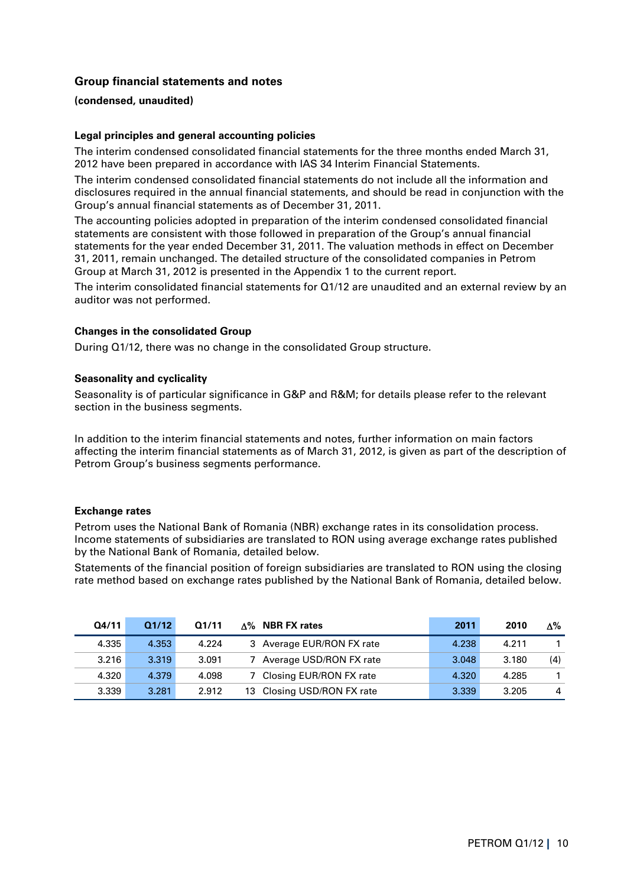## Group financial statements and notes

**(condensed, unaudited)**

### Legal principles and general accounting policies

The interim condensed consolidated financial statements for the three months ended March 31, 2012 have been prepared in accordance with IAS 34 Interim Financial Statements.

The interim condensed consolidated financial statements do not include all the information and disclosures required in the annual financial statements, and should be read in conjunction with the Group's annual financial statements as of December 31, 2011.

The accounting policies adopted in preparation of the interim condensed consolidated financial statements are consistent with those followed in preparation of the Group's annual financial statements for the year ended December 31, 2011. The valuation methods in effect on December 31, 2011, remain unchanged. The detailed structure of the consolidated companies in Petrom Group at March 31, 2012 is presented in the Appendix 1 to the current report.

The interim consolidated financial statements for Q1/12 are unaudited and an external review by an auditor was not performed.

### Changes in the consolidated Group

During Q1/12, there was no change in the consolidated Group structure.

### Seasonality and cyclicality

Seasonality is of particular significance in G&P and R&M; for details please refer to the relevant section in the business segments.

In addition to the interim financial statements and notes, further information on main factors affecting the interim financial statements as of March 31, 2012, is given as part of the description of Petrom Group's business segments performance.

### Exchange rates

Petrom uses the National Bank of Romania (NBR) exchange rates in its consolidation process. Income statements of subsidiaries are translated to RON using average exchange rates published by the National Bank of Romania, detailed below.

Statements of the financial position of foreign subsidiaries are translated to RON using the closing rate method based on exchange rates published by the National Bank of Romania, detailed below.

| Q4/11 | Q1/12 | Q1/11 | Δ% | NBR FX rates | 2011 | 2010 | Δ% |
|---|---|---|---|---|---|---|---|
| 4.335 | 4.353 | 4.224 | 3 | Average EUR/RON FX rate | 4.238 | 4.211 | 1 |
| 3.216 | 3.319 | 3.091 | 7 | Average USD/RON FX rate | 3.048 | 3.180 | (4) |
| 4.320 | 4.379 | 4.098 | 7 | Closing EUR/RON FX rate | 4.320 | 4.285 | 1 |
| 3.339 | 3.281 | 2.912 | 13 | Closing USD/RON FX rate | 3.339 | 3.205 | 4 |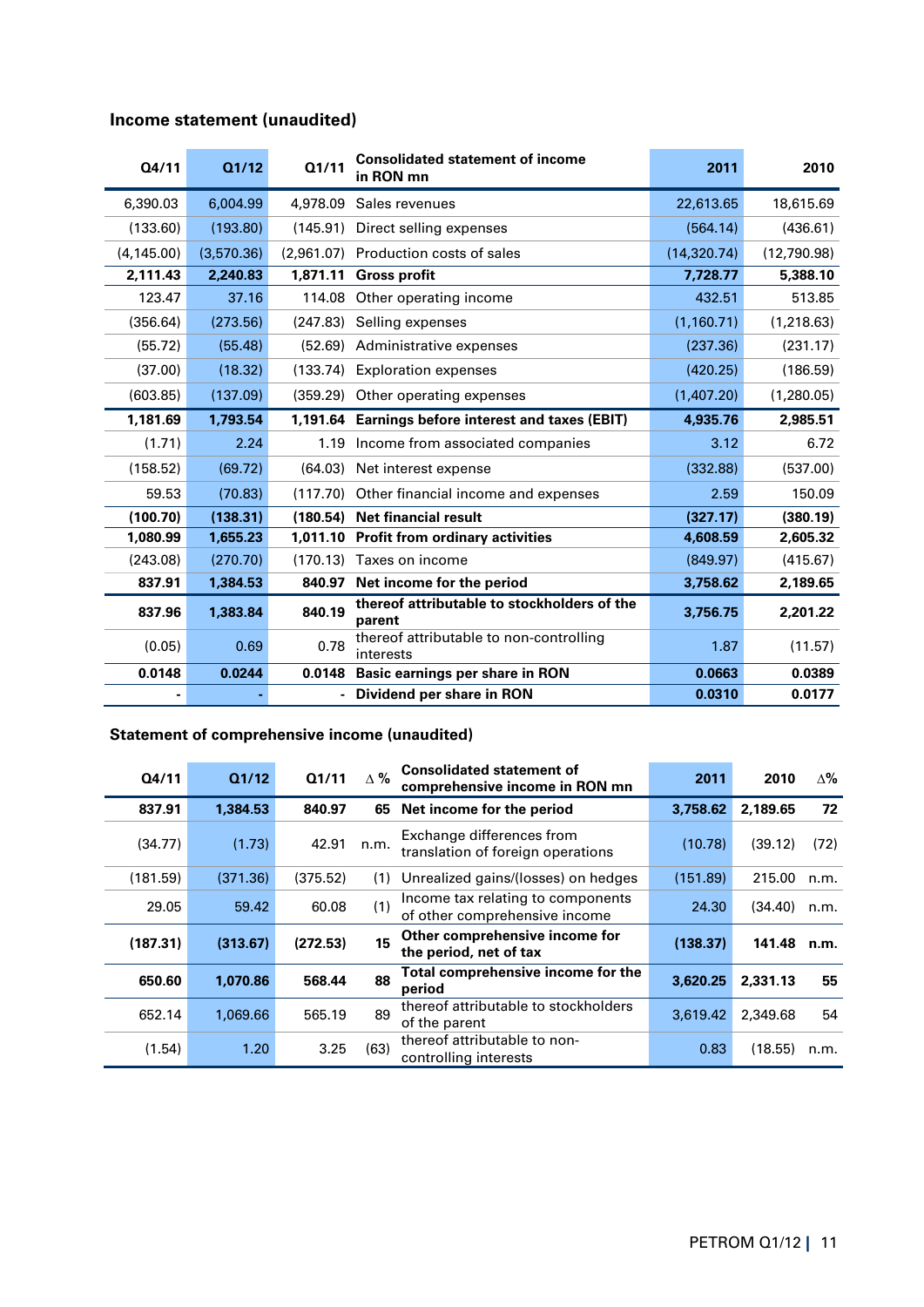## Income statement (unaudited)

| Q4/11 | Q1/12 | Q1/11 | Consolidated statement of income in RON mn | 2011 | 2010 |
|---|---|---|---|---|---|
| 6,390.03 | 6,004.99 | 4,978.09 | Sales revenues | 22,613.65 | 18,615.69 |
| (133.60) | (193.80) | (145.91) | Direct selling expenses | (564.14) | (436.61) |
| (4,145.00) | (3,570.36) | (2,961.07) | Production costs of sales | (14,320.74) | (12,790.98) |
| **2,111.43** | **2,240.83** | **1,871.11** | **Gross profit** | **7,728.77** | **5,388.10** |
| 123.47 | 37.16 | 114.08 | Other operating income | 432.51 | 513.85 |
| (356.64) | (273.56) | (247.83) | Selling expenses | (1,160.71) | (1,218.63) |
| (55.72) | (55.48) | (52.69) | Administrative expenses | (237.36) | (231.17) |
| (37.00) | (18.32) | (133.74) | Exploration expenses | (420.25) | (186.59) |
| (603.85) | (137.09) | (359.29) | Other operating expenses | (1,407.20) | (1,280.05) |
| **1,181.69** | **1,793.54** | **1,191.64** | **Earnings before interest and taxes (EBIT)** | **4,935.76** | **2,985.51** |
| (1.71) | 2.24 | 1.19 | Income from associated companies | 3.12 | 6.72 |
| (158.52) | (69.72) | (64.03) | Net interest expense | (332.88) | (537.00) |
| 59.53 | (70.83) | (117.70) | Other financial income and expenses | 2.59 | 150.09 |
| **(100.70)** | **(138.31)** | **(180.54)** | **Net financial result** | **(327.17)** | **(380.19)** |
| **1,080.99** | **1,655.23** | **1,011.10** | **Profit from ordinary activities** | **4,608.59** | **2,605.32** |
| (243.08) | (270.70) | (170.13) | Taxes on income | (849.97) | (415.67) |
| **837.91** | **1,384.53** | **840.97** | **Net income for the period** | **3,758.62** | **2,189.65** |
| **837.96** | **1,383.84** | **840.19** | **thereof attributable to stockholders of the parent** | **3,756.75** | **2,201.22** |
| (0.05) | 0.69 | 0.78 | thereof attributable to non-controlling interests | 1.87 | (11.57) |
| **0.0148** | **0.0244** | **0.0148** | **Basic earnings per share in RON** | **0.0663** | **0.0389** |
| **-** | **-** | **-** | **Dividend per share in RON** | **0.0310** | **0.0177** |

## Statement of comprehensive income (unaudited)

| Q4/11 | Q1/12 | Q1/11 | Δ % | Consolidated statement of comprehensive income in RON mn | 2011 | 2010 | Δ% |
|---|---|---|---|---|---|---|---|
| **837.91** | **1,384.53** | **840.97** | **65** | **Net income for the period** | **3,758.62** | **2,189.65** | **72** |
| (34.77) | (1.73) | 42.91 | n.m. | Exchange differences from translation of foreign operations | (10.78) | (39.12) | (72) |
| (181.59) | (371.36) | (375.52) | (1) | Unrealized gains/(losses) on hedges | (151.89) | 215.00 | n.m. |
| 29.05 | 59.42 | 60.08 | (1) | Income tax relating to components of other comprehensive income | 24.30 | (34.40) | n.m. |
| **(187.31)** | **(313.67)** | **(272.53)** | **15** | **Other comprehensive income for the period, net of tax** | **(138.37)** | **141.48** | **n.m.** |
| **650.60** | **1,070.86** | **568.44** | **88** | **Total comprehensive income for the period** | **3,620.25** | **2,331.13** | **55** |
| 652.14 | 1,069.66 | 565.19 | 89 | thereof attributable to stockholders of the parent | 3,619.42 | 2,349.68 | 54 |
| (1.54) | 1.20 | 3.25 | (63) | thereof attributable to non-controlling interests | 0.83 | (18.55) | n.m. |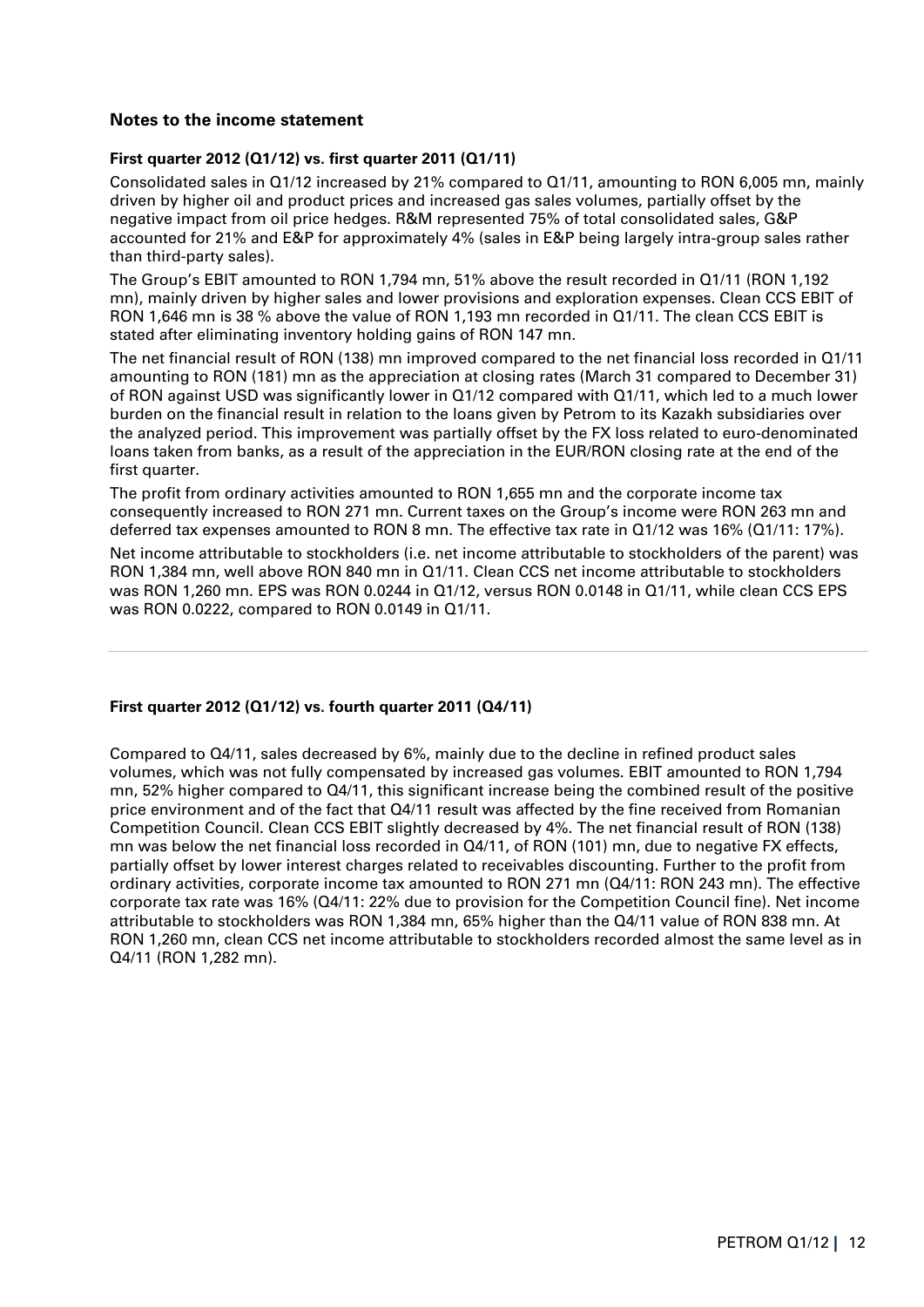## Notes to the income statement

### First quarter 2012 (Q1/12) vs. first quarter 2011 (Q1/11)

Consolidated sales in Q1/12 increased by 21% compared to Q1/11, amounting to RON 6,005 mn, mainly driven by higher oil and product prices and increased gas sales volumes, partially offset by the negative impact from oil price hedges. R&M represented 75% of total consolidated sales, G&P accounted for 21% and E&P for approximately 4% (sales in E&P being largely intra-group sales rather than third-party sales).

The Group's EBIT amounted to RON 1,794 mn, 51% above the result recorded in Q1/11 (RON 1,192 mn), mainly driven by higher sales and lower provisions and exploration expenses. Clean CCS EBIT of RON 1,646 mn is 38 % above the value of RON 1,193 mn recorded in Q1/11. The clean CCS EBIT is stated after eliminating inventory holding gains of RON 147 mn.

The net financial result of RON (138) mn improved compared to the net financial loss recorded in Q1/11 amounting to RON (181) mn as the appreciation at closing rates (March 31 compared to December 31) of RON against USD was significantly lower in Q1/12 compared with Q1/11, which led to a much lower burden on the financial result in relation to the loans given by Petrom to its Kazakh subsidiaries over the analyzed period. This improvement was partially offset by the FX loss related to euro-denominated loans taken from banks, as a result of the appreciation in the EUR/RON closing rate at the end of the first quarter.

The profit from ordinary activities amounted to RON 1,655 mn and the corporate income tax consequently increased to RON 271 mn. Current taxes on the Group's income were RON 263 mn and deferred tax expenses amounted to RON 8 mn. The effective tax rate in Q1/12 was 16% (Q1/11: 17%).

Net income attributable to stockholders (i.e. net income attributable to stockholders of the parent) was RON 1,384 mn, well above RON 840 mn in Q1/11. Clean CCS net income attributable to stockholders was RON 1,260 mn. EPS was RON 0.0244 in Q1/12, versus RON 0.0148 in Q1/11, while clean CCS EPS was RON 0.0222, compared to RON 0.0149 in Q1/11.

---

### First quarter 2012 (Q1/12) vs. fourth quarter 2011 (Q4/11)

Compared to Q4/11, sales decreased by 6%, mainly due to the decline in refined product sales volumes, which was not fully compensated by increased gas volumes. EBIT amounted to RON 1,794 mn, 52% higher compared to Q4/11, this significant increase being the combined result of the positive price environment and of the fact that Q4/11 result was affected by the fine received from Romanian Competition Council. Clean CCS EBIT slightly decreased by 4%. The net financial result of RON (138) mn was below the net financial loss recorded in Q4/11, of RON (101) mn, due to negative FX effects, partially offset by lower interest charges related to receivables discounting. Further to the profit from ordinary activities, corporate income tax amounted to RON 271 mn (Q4/11: RON 243 mn). The effective corporate tax rate was 16% (Q4/11: 22% due to provision for the Competition Council fine). Net income attributable to stockholders was RON 1,384 mn, 65% higher than the Q4/11 value of RON 838 mn. At RON 1,260 mn, clean CCS net income attributable to stockholders recorded almost the same level as in Q4/11 (RON 1,282 mn).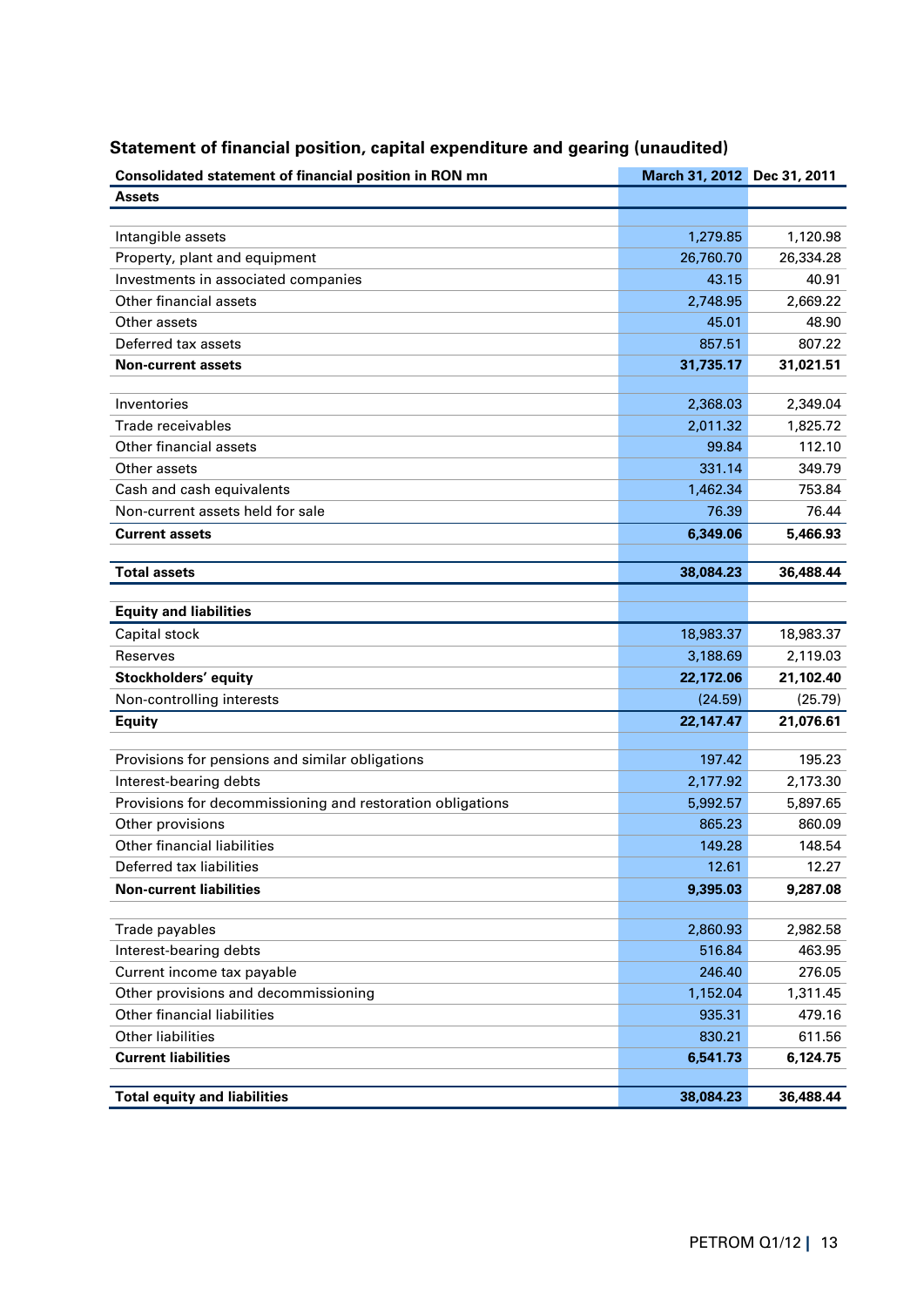## Statement of financial position, capital expenditure and gearing (unaudited)

| Consolidated statement of financial position in RON mn | March 31, 2012 | Dec 31, 2011 |
|---|---|---|
| **Assets** | | |
| | | |
| Intangible assets | 1,279.85 | 1,120.98 |
| Property, plant and equipment | 26,760.70 | 26,334.28 |
| Investments in associated companies | 43.15 | 40.91 |
| Other financial assets | 2,748.95 | 2,669.22 |
| Other assets | 45.01 | 48.90 |
| Deferred tax assets | 857.51 | 807.22 |
| **Non-current assets** | **31,735.17** | **31,021.51** |
| | | |
| Inventories | 2,368.03 | 2,349.04 |
| Trade receivables | 2,011.32 | 1,825.72 |
| Other financial assets | 99.84 | 112.10 |
| Other assets | 331.14 | 349.79 |
| Cash and cash equivalents | 1,462.34 | 753.84 |
| Non-current assets held for sale | 76.39 | 76.44 |
| **Current assets** | **6,349.06** | **5,466.93** |
| | | |
| **Total assets** | **38,084.23** | **36,488.44** |
| | | |
| **Equity and liabilities** | | |
| Capital stock | 18,983.37 | 18,983.37 |
| Reserves | 3,188.69 | 2,119.03 |
| **Stockholders' equity** | **22,172.06** | **21,102.40** |
| Non-controlling interests | (24.59) | (25.79) |
| **Equity** | **22,147.47** | **21,076.61** |
| | | |
| Provisions for pensions and similar obligations | 197.42 | 195.23 |
| Interest-bearing debts | 2,177.92 | 2,173.30 |
| Provisions for decommissioning and restoration obligations | 5,992.57 | 5,897.65 |
| Other provisions | 865.23 | 860.09 |
| Other financial liabilities | 149.28 | 148.54 |
| Deferred tax liabilities | 12.61 | 12.27 |
| **Non-current liabilities** | **9,395.03** | **9,287.08** |
| | | |
| Trade payables | 2,860.93 | 2,982.58 |
| Interest-bearing debts | 516.84 | 463.95 |
| Current income tax payable | 246.40 | 276.05 |
| Other provisions and decommissioning | 1,152.04 | 1,311.45 |
| Other financial liabilities | 935.31 | 479.16 |
| Other liabilities | 830.21 | 611.56 |
| **Current liabilities** | **6,541.73** | **6,124.75** |
| | | |
| **Total equity and liabilities** | **38,084.23** | **36,488.44** |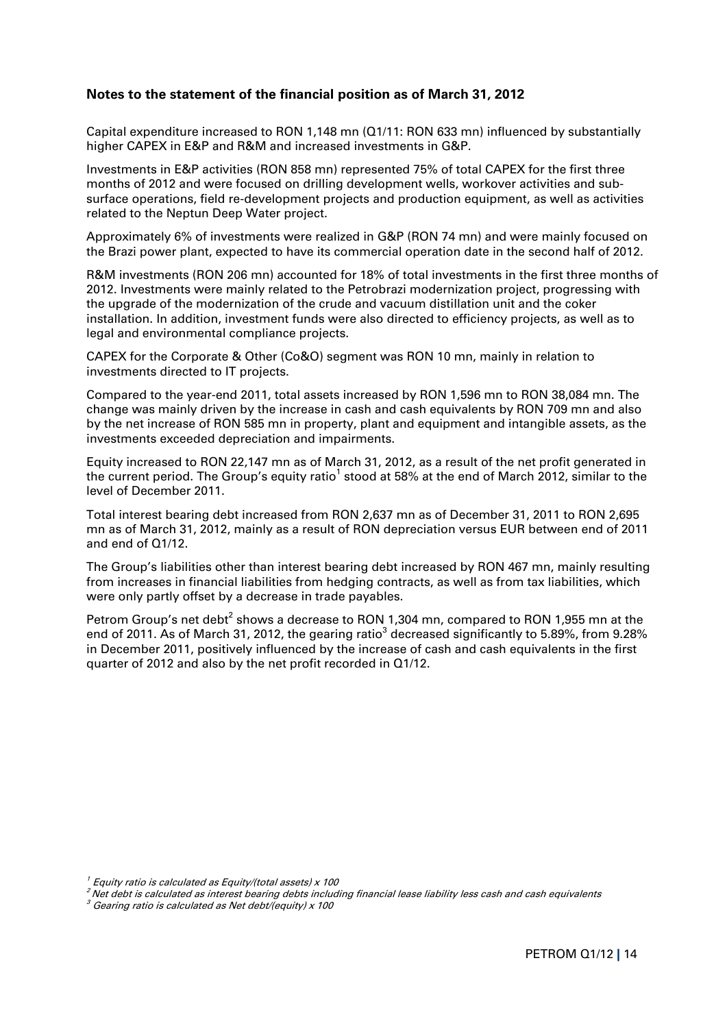## Notes to the statement of the financial position as of March 31, 2012

Capital expenditure increased to RON 1,148 mn (Q1/11: RON 633 mn) influenced by substantially higher CAPEX in E&P and R&M and increased investments in G&P.

Investments in E&P activities (RON 858 mn) represented 75% of total CAPEX for the first three months of 2012 and were focused on drilling development wells, workover activities and sub-surface operations, field re-development projects and production equipment, as well as activities related to the Neptun Deep Water project.

Approximately 6% of investments were realized in G&P (RON 74 mn) and were mainly focused on the Brazi power plant, expected to have its commercial operation date in the second half of 2012.

R&M investments (RON 206 mn) accounted for 18% of total investments in the first three months of 2012. Investments were mainly related to the Petrobrazi modernization project, progressing with the upgrade of the modernization of the crude and vacuum distillation unit and the coker installation. In addition, investment funds were also directed to efficiency projects, as well as to legal and environmental compliance projects.

CAPEX for the Corporate & Other (Co&O) segment was RON 10 mn, mainly in relation to investments directed to IT projects.

Compared to the year-end 2011, total assets increased by RON 1,596 mn to RON 38,084 mn. The change was mainly driven by the increase in cash and cash equivalents by RON 709 mn and also by the net increase of RON 585 mn in property, plant and equipment and intangible assets, as the investments exceeded depreciation and impairments.

Equity increased to RON 22,147 mn as of March 31, 2012, as a result of the net profit generated in the current period. The Group's equity ratio[1] stood at 58% at the end of March 2012, similar to the level of December 2011.

Total interest bearing debt increased from RON 2,637 mn as of December 31, 2011 to RON 2,695 mn as of March 31, 2012, mainly as a result of RON depreciation versus EUR between end of 2011 and end of Q1/12.

The Group's liabilities other than interest bearing debt increased by RON 467 mn, mainly resulting from increases in financial liabilities from hedging contracts, as well as from tax liabilities, which were only partly offset by a decrease in trade payables.

Petrom Group's net debt[2] shows a decrease to RON 1,304 mn, compared to RON 1,955 mn at the end of 2011. As of March 31, 2012, the gearing ratio[3] decreased significantly to 5.89%, from 9.28% in December 2011, positively influenced by the increase of cash and cash equivalents in the first quarter of 2012 and also by the net profit recorded in Q1/12.

*[1] Equity ratio is calculated as Equity/(total assets) x 100*

*[2] Net debt is calculated as interest bearing debts including financial lease liability less cash and cash equivalents*

*[3] Gearing ratio is calculated as Net debt/(equity) x 100*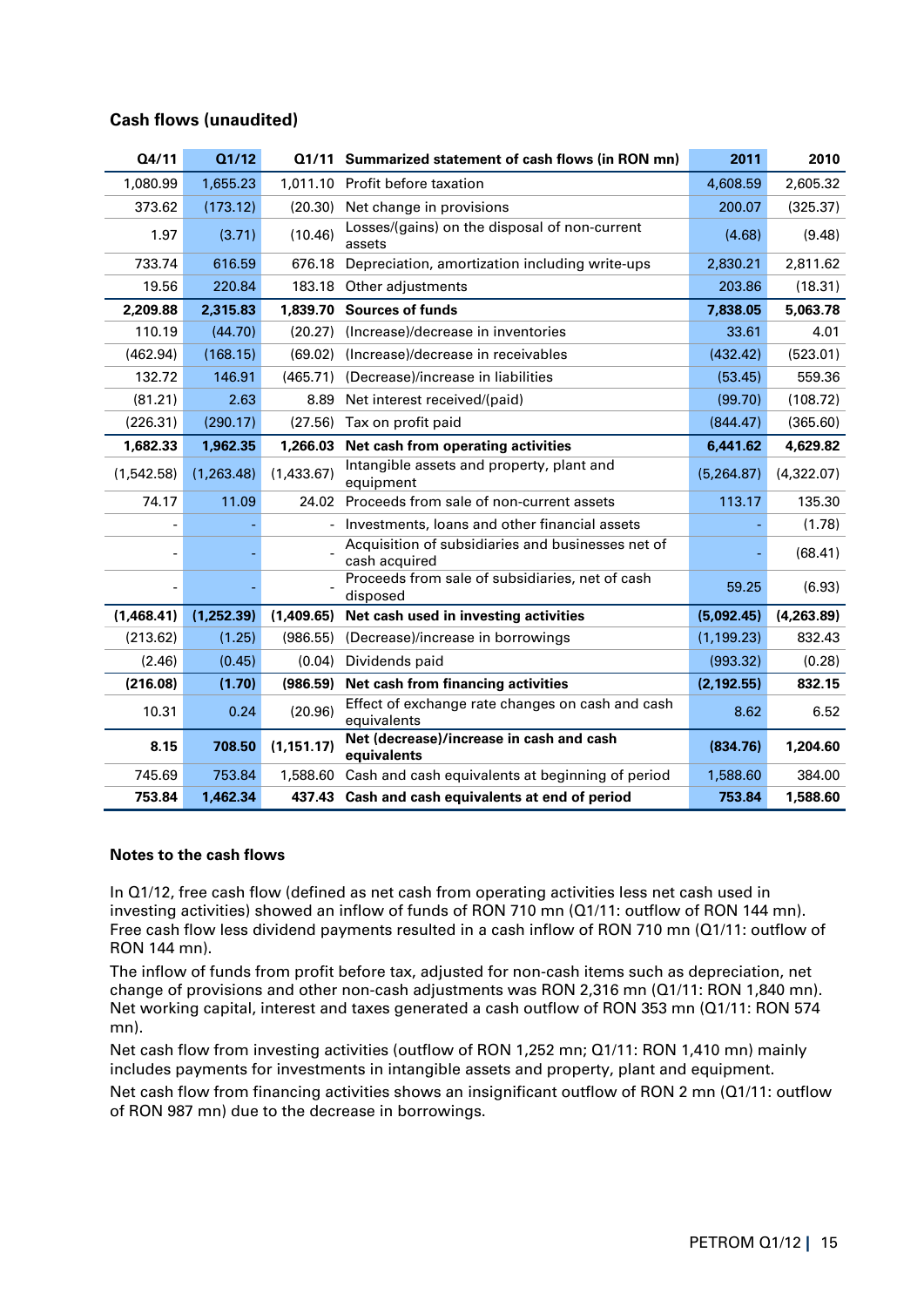## Cash flows (unaudited)

| Q4/11 | Q1/12 | Q1/11 | Summarized statement of cash flows (in RON mn) | 2011 | 2010 |
|---|---|---|---|---|---|
| 1,080.99 | 1,655.23 | 1,011.10 | Profit before taxation | 4,608.59 | 2,605.32 |
| 373.62 | (173.12) | (20.30) | Net change in provisions | 200.07 | (325.37) |
| 1.97 | (3.71) | (10.46) | Losses/(gains) on the disposal of non-current assets | (4.68) | (9.48) |
| 733.74 | 616.59 | 676.18 | Depreciation, amortization including write-ups | 2,830.21 | 2,811.62 |
| 19.56 | 220.84 | 183.18 | Other adjustments | 203.86 | (18.31) |
| **2,209.88** | **2,315.83** | **1,839.70** | **Sources of funds** | **7,838.05** | **5,063.78** |
| 110.19 | (44.70) | (20.27) | (Increase)/decrease in inventories | 33.61 | 4.01 |
| (462.94) | (168.15) | (69.02) | (Increase)/decrease in receivables | (432.42) | (523.01) |
| 132.72 | 146.91 | (465.71) | (Decrease)/increase in liabilities | (53.45) | 559.36 |
| (81.21) | 2.63 | 8.89 | Net interest received/(paid) | (99.70) | (108.72) |
| (226.31) | (290.17) | (27.56) | Tax on profit paid | (844.47) | (365.60) |
| **1,682.33** | **1,962.35** | **1,266.03** | **Net cash from operating activities** | **6,441.62** | **4,629.82** |
| (1,542.58) | (1,263.48) | (1,433.67) | Intangible assets and property, plant and equipment | (5,264.87) | (4,322.07) |
| 74.17 | 11.09 | 24.02 | Proceeds from sale of non-current assets | 113.17 | 135.30 |
| - | - | - | Investments, loans and other financial assets | - | (1.78) |
| - | - | - | Acquisition of subsidiaries and businesses net of cash acquired | - | (68.41) |
| - | - | - | Proceeds from sale of subsidiaries, net of cash disposed | 59.25 | (6.93) |
| **(1,468.41)** | **(1,252.39)** | **(1,409.65)** | **Net cash used in investing activities** | **(5,092.45)** | **(4,263.89)** |
| (213.62) | (1.25) | (986.55) | (Decrease)/increase in borrowings | (1,199.23) | 832.43 |
| (2.46) | (0.45) | (0.04) | Dividends paid | (993.32) | (0.28) |
| **(216.08)** | **(1.70)** | **(986.59)** | **Net cash from financing activities** | **(2,192.55)** | **832.15** |
| 10.31 | 0.24 | (20.96) | Effect of exchange rate changes on cash and cash equivalents | 8.62 | 6.52 |
| **8.15** | **708.50** | **(1,151.17)** | **Net (decrease)/increase in cash and cash equivalents** | **(834.76)** | **1,204.60** |
| 745.69 | 753.84 | 1,588.60 | Cash and cash equivalents at beginning of period | 1,588.60 | 384.00 |
| **753.84** | **1,462.34** | **437.43** | **Cash and cash equivalents at end of period** | **753.84** | **1,588.60** |

### Notes to the cash flows

In Q1/12, free cash flow (defined as net cash from operating activities less net cash used in investing activities) showed an inflow of funds of RON 710 mn (Q1/11: outflow of RON 144 mn). Free cash flow less dividend payments resulted in a cash inflow of RON 710 mn (Q1/11: outflow of RON 144 mn).

The inflow of funds from profit before tax, adjusted for non-cash items such as depreciation, net change of provisions and other non-cash adjustments was RON 2,316 mn (Q1/11: RON 1,840 mn). Net working capital, interest and taxes generated a cash outflow of RON 353 mn (Q1/11: RON 574 mn).

Net cash flow from investing activities (outflow of RON 1,252 mn; Q1/11: RON 1,410 mn) mainly includes payments for investments in intangible assets and property, plant and equipment.

Net cash flow from financing activities shows an insignificant outflow of RON 2 mn (Q1/11: outflow of RON 987 mn) due to the decrease in borrowings.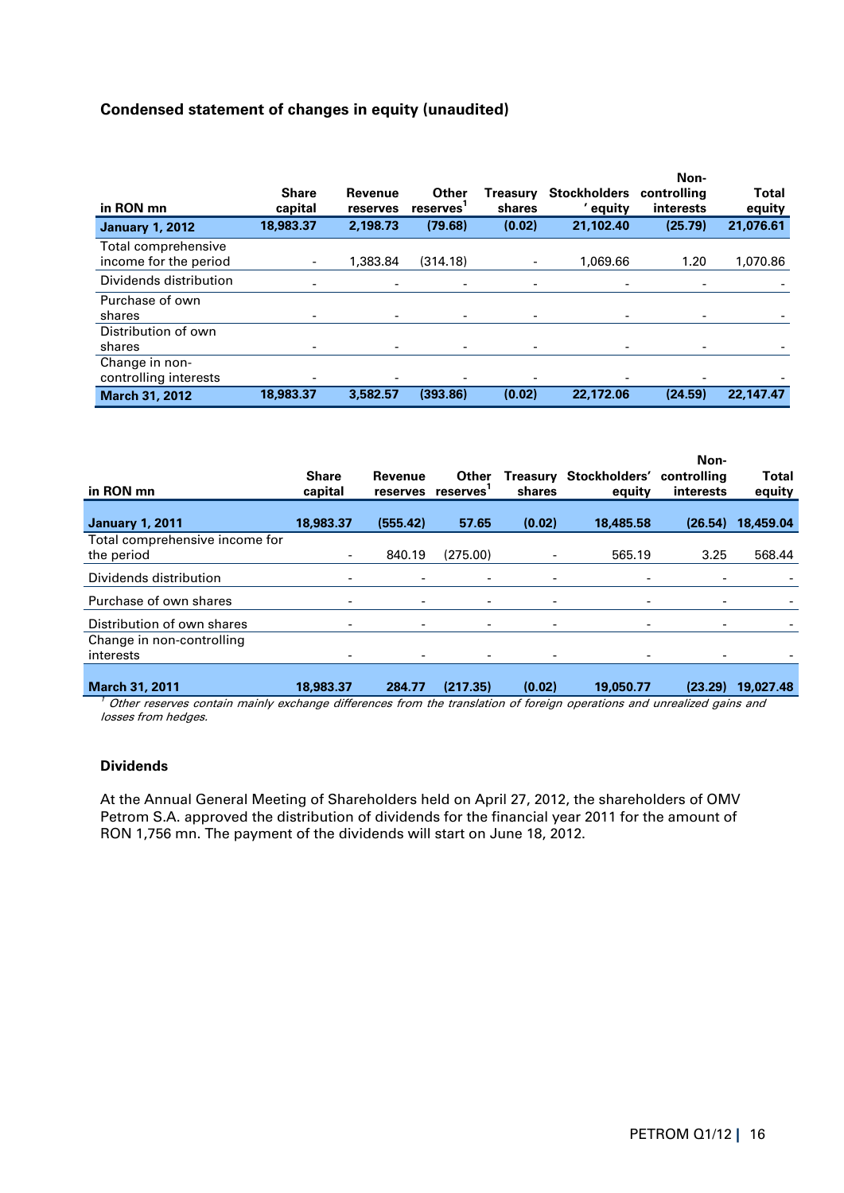## Condensed statement of changes in equity (unaudited)

| in RON mn | Share capital | Revenue reserves | Other reserves[1] | Treasury shares | Stockholders' equity | Non-controlling interests | Total equity |
|---|---|---|---|---|---|---|---|
| **January 1, 2012** | **18,983.37** | **2,198.73** | **(79.68)** | **(0.02)** | **21,102.40** | **(25.79)** | **21,076.61** |
| Total comprehensive income for the period | - | 1,383.84 | (314.18) | - | 1,069.66 | 1.20 | 1,070.86 |
| Dividends distribution | - | - | - | - | - | - | - |
| Purchase of own shares | - | - | - | - | - | - | - |
| Distribution of own shares | - | - | - | - | - | - | - |
| Change in non-controlling interests | - | - | - | - | - | - | - |
| **March 31, 2012** | **18,983.37** | **3,582.57** | **(393.86)** | **(0.02)** | **22,172.06** | **(24.59)** | **22,147.47** |

| in RON mn | Share capital | Revenue reserves | Other reserves[1] | Treasury shares | Stockholders' equity | Non-controlling interests | Total equity |
|---|---|---|---|---|---|---|---|
| **January 1, 2011** | **18,983.37** | **(555.42)** | **57.65** | **(0.02)** | **18,485.58** | **(26.54)** | **18,459.04** |
| Total comprehensive income for the period | - | 840.19 | (275.00) | - | 565.19 | 3.25 | 568.44 |
| Dividends distribution | - | - | - | - | - | - | - |
| Purchase of own shares | - | - | - | - | - | - | - |
| Distribution of own shares | - | - | - | - | - | - | - |
| Change in non-controlling interests | - | - | - | - | - | - | - |
| **March 31, 2011** | **18,983.37** | **284.77** | **(217.35)** | **(0.02)** | **19,050.77** | **(23.29)** | **19,027.48** |

*[1] Other reserves contain mainly exchange differences from the translation of foreign operations and unrealized gains and losses from hedges.*

### Dividends

At the Annual General Meeting of Shareholders held on April 27, 2012, the shareholders of OMV Petrom S.A. approved the distribution of dividends for the financial year 2011 for the amount of RON 1,756 mn. The payment of the dividends will start on June 18, 2012.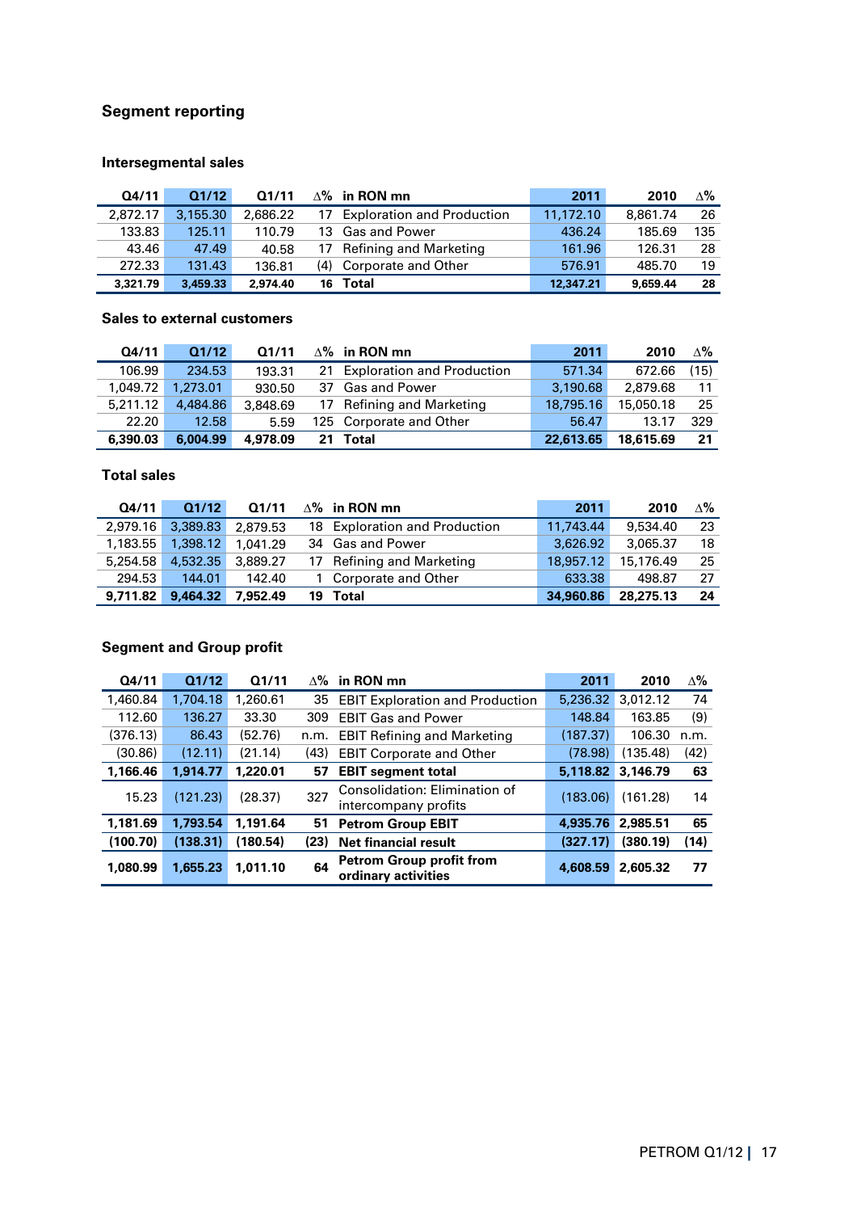## Segment reporting

### Intersegmental sales

| Q4/11 | Q1/12 | Q1/11 | ∆% | in RON mn | 2011 | 2010 | ∆% |
|---|---|---|---|---|---|---|---|
| 2,872.17 | 3,155.30 | 2,686.22 | 17 | Exploration and Production | 11,172.10 | 8,861.74 | 26 |
| 133.83 | 125.11 | 110.79 | 13 | Gas and Power | 436.24 | 185.69 | 135 |
| 43.46 | 47.49 | 40.58 | 17 | Refining and Marketing | 161.96 | 126.31 | 28 |
| 272.33 | 131.43 | 136.81 | (4) | Corporate and Other | 576.91 | 485.70 | 19 |
| **3,321.79** | **3,459.33** | **2,974.40** | **16** | **Total** | **12,347.21** | **9,659.44** | **28** |

### Sales to external customers

| Q4/11 | Q1/12 | Q1/11 | ∆% | in RON mn | 2011 | 2010 | ∆% |
|---|---|---|---|---|---|---|---|
| 106.99 | 234.53 | 193.31 | 21 | Exploration and Production | 571.34 | 672.66 | (15) |
| 1,049.72 | 1,273.01 | 930.50 | 37 | Gas and Power | 3,190.68 | 2,879.68 | 11 |
| 5,211.12 | 4,484.86 | 3,848.69 | 17 | Refining and Marketing | 18,795.16 | 15,050.18 | 25 |
| 22.20 | 12.58 | 5.59 | 125 | Corporate and Other | 56.47 | 13.17 | 329 |
| **6,390.03** | **6,004.99** | **4,978.09** | **21** | **Total** | **22,613.65** | **18,615.69** | **21** |

### Total sales

| Q4/11 | Q1/12 | Q1/11 | ∆% | in RON mn | 2011 | 2010 | ∆% |
|---|---|---|---|---|---|---|---|
| 2,979.16 | 3,389.83 | 2,879.53 | 18 | Exploration and Production | 11,743.44 | 9,534.40 | 23 |
| 1,183.55 | 1,398.12 | 1,041.29 | 34 | Gas and Power | 3,626.92 | 3,065.37 | 18 |
| 5,254.58 | 4,532.35 | 3,889.27 | 17 | Refining and Marketing | 18,957.12 | 15,176.49 | 25 |
| 294.53 | 144.01 | 142.40 | 1 | Corporate and Other | 633.38 | 498.87 | 27 |
| **9,711.82** | **9,464.32** | **7,952.49** | **19** | **Total** | **34,960.86** | **28,275.13** | **24** |

### Segment and Group profit

| Q4/11 | Q1/12 | Q1/11 | ∆% | in RON mn | 2011 | 2010 | ∆% |
|---|---|---|---|---|---|---|---|
| 1,460.84 | 1,704.18 | 1,260.61 | 35 | EBIT Exploration and Production | 5,236.32 | 3,012.12 | 74 |
| 112.60 | 136.27 | 33.30 | 309 | EBIT Gas and Power | 148.84 | 163.85 | (9) |
| (376.13) | 86.43 | (52.76) | n.m. | EBIT Refining and Marketing | (187.37) | 106.30 | n.m. |
| (30.86) | (12.11) | (21.14) | (43) | EBIT Corporate and Other | (78.98) | (135.48) | (42) |
| **1,166.46** | **1,914.77** | **1,220.01** | **57** | **EBIT segment total** | **5,118.82** | **3,146.79** | **63** |
| 15.23 | (121.23) | (28.37) | 327 | Consolidation: Elimination of intercompany profits | (183.06) | (161.28) | 14 |
| **1,181.69** | **1,793.54** | **1,191.64** | **51** | **Petrom Group EBIT** | **4,935.76** | **2,985.51** | **65** |
| **(100.70)** | **(138.31)** | **(180.54)** | **(23)** | **Net financial result** | **(327.17)** | **(380.19)** | **(14)** |
| **1,080.99** | **1,655.23** | **1,011.10** | **64** | **Petrom Group profit from ordinary activities** | **4,608.59** | **2,605.32** | **77** |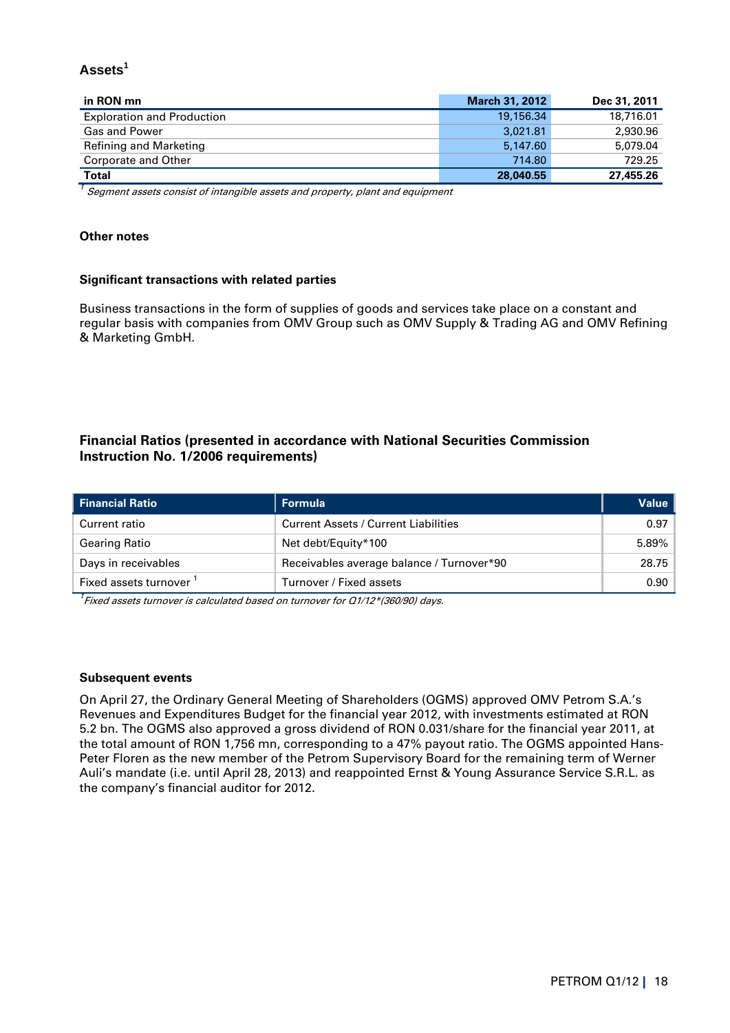## Assets[1]

| in RON mn | March 31, 2012 | Dec 31, 2011 |
|---|---|---|
| Exploration and Production | 19,156.34 | 18,716.01 |
| Gas and Power | 3,021.81 | 2,930.96 |
| Refining and Marketing | 5,147.60 | 5,079.04 |
| Corporate and Other | 714.80 | 729.25 |
| **Total** | **28,040.55** | **27,455.26** |

[1] *Segment assets consist of intangible assets and property, plant and equipment*

### Other notes

#### Significant transactions with related parties

Business transactions in the form of supplies of goods and services take place on a constant and regular basis with companies from OMV Group such as OMV Supply & Trading AG and OMV Refining & Marketing GmbH.

### Financial Ratios (presented in accordance with National Securities Commission Instruction No. 1/2006 requirements)

| Financial Ratio | Formula | Value |
|---|---|---|
| Current ratio | Current Assets / Current Liabilities | 0.97 |
| Gearing Ratio | Net debt/Equity*100 | 5.89% |
| Days in receivables | Receivables average balance / Turnover*90 | 28.75 |
| Fixed assets turnover [1] | Turnover / Fixed assets | 0.90 |

[1] *Fixed assets turnover is calculated based on turnover for Q1/12*(360/90) days.*

#### Subsequent events

On April 27, the Ordinary General Meeting of Shareholders (OGMS) approved OMV Petrom S.A.'s Revenues and Expenditures Budget for the financial year 2012, with investments estimated at RON 5.2 bn. The OGMS also approved a gross dividend of RON 0.031/share for the financial year 2011, at the total amount of RON 1,756 mn, corresponding to a 47% payout ratio. The OGMS appointed Hans-Peter Floren as the new member of the Petrom Supervisory Board for the remaining term of Werner Auli's mandate (i.e. until April 28, 2013) and reappointed Ernst & Young Assurance Service S.R.L. as the company's financial auditor for 2012.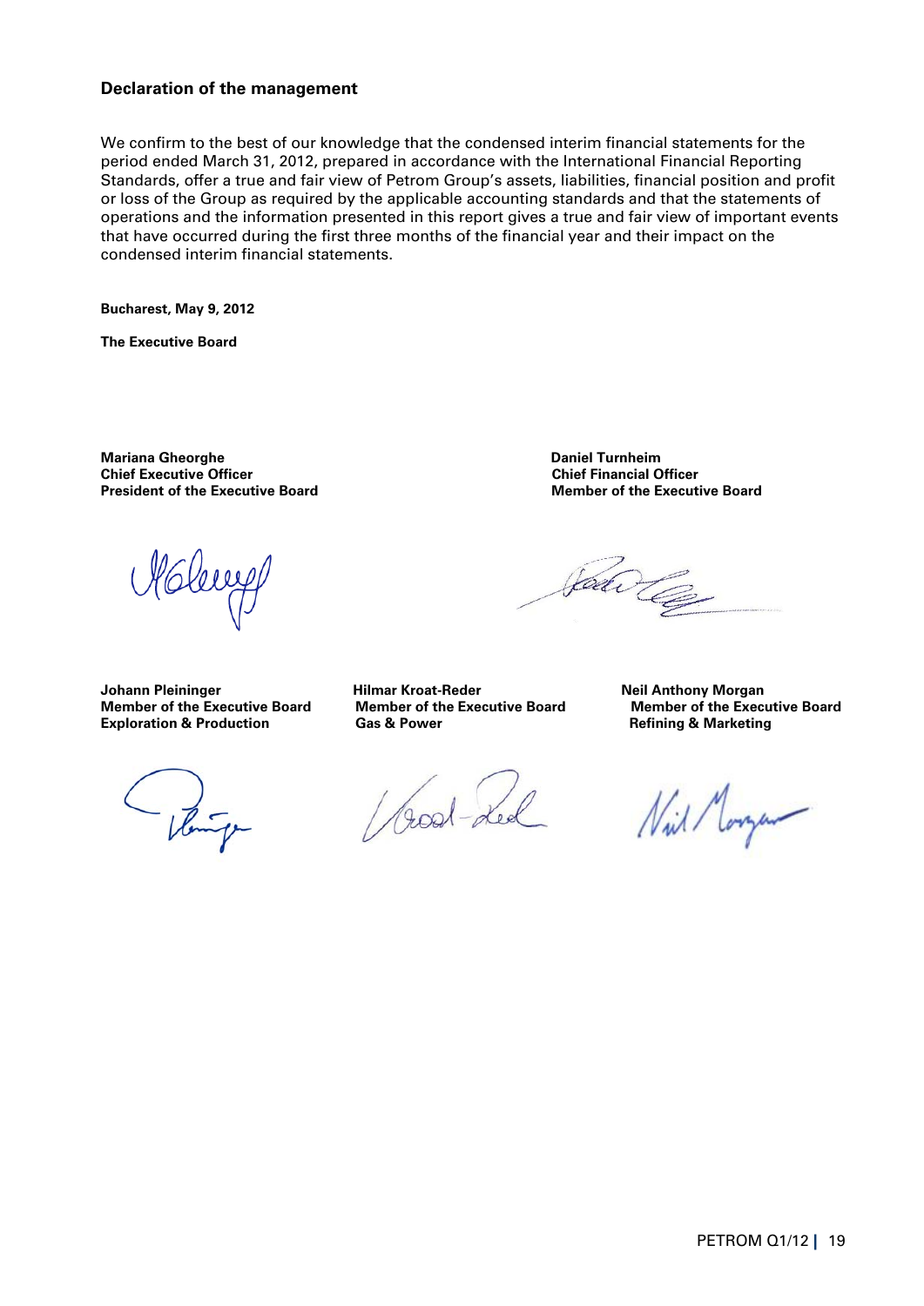### Declaration of the management

We confirm to the best of our knowledge that the condensed interim financial statements for the period ended March 31, 2012, prepared in accordance with the International Financial Reporting Standards, offer a true and fair view of Petrom Group's assets, liabilities, financial position and profit or loss of the Group as required by the applicable accounting standards and that the statements of operations and the information presented in this report gives a true and fair view of important events that have occurred during the first three months of the financial year and their impact on the condensed interim financial statements.

**Bucharest, May 9, 2012**

**The Executive Board**

**Mariana Gheorghe**
**Chief Executive Officer**
**President of the Executive Board**

**Daniel Turnheim**
**Chief Financial Officer**
**Member of the Executive Board**

**Johann Pleininger**
**Member of the Executive Board**
**Exploration & Production**

**Hilmar Kroat-Reder**
**Member of the Executive Board**
**Gas & Power**

**Neil Anthony Morgan**
**Member of the Executive Board**
**Refining & Marketing**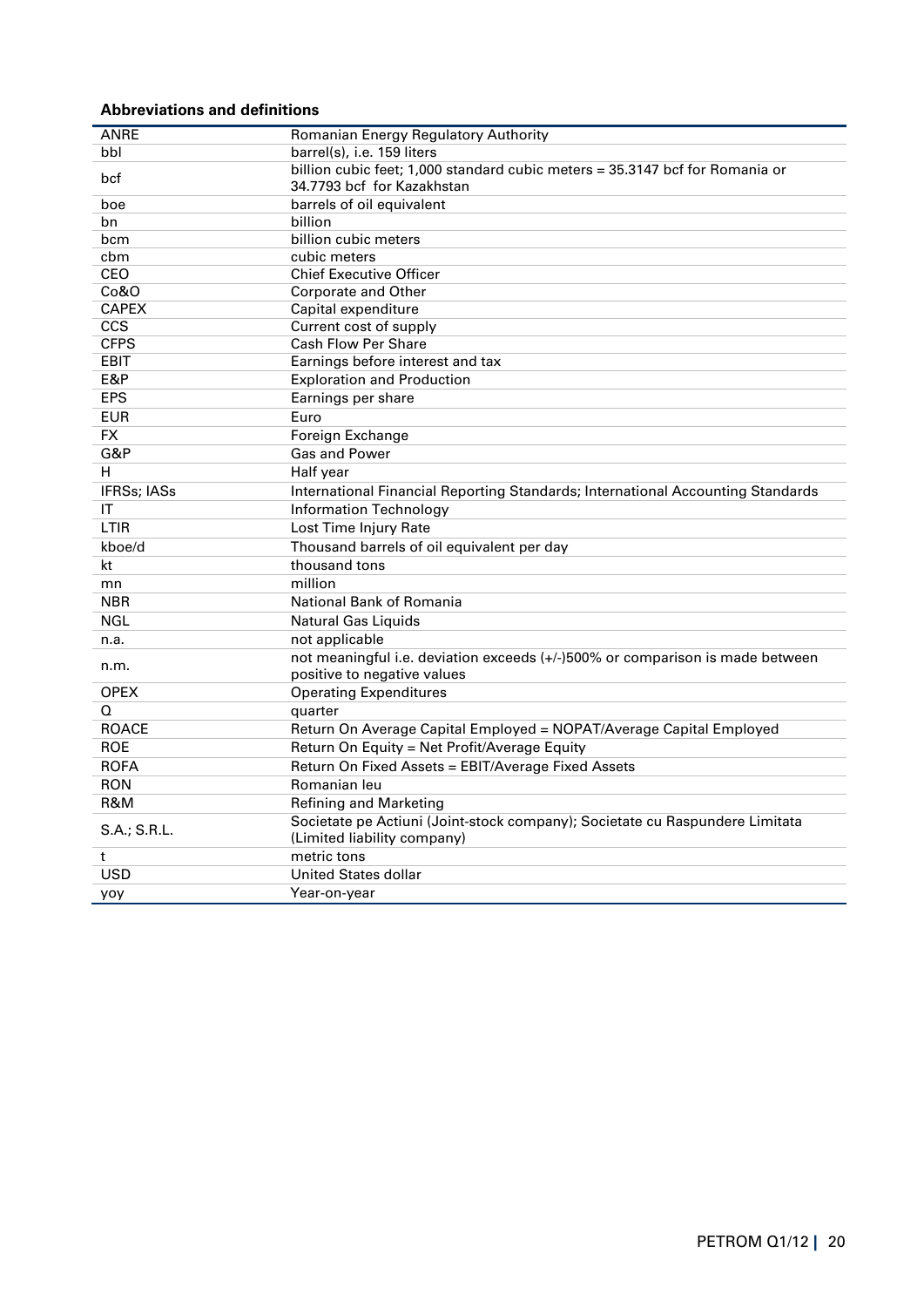**Abbreviations and definitions**

| | |
|---|---|
| ANRE | Romanian Energy Regulatory Authority |
| bbl | barrel(s), i.e. 159 liters |
| bcf | billion cubic feet; 1,000 standard cubic meters = 35.3147 bcf for Romania or 34.7793 bcf for Kazakhstan |
| boe | barrels of oil equivalent |
| bn | billion |
| bcm | billion cubic meters |
| cbm | cubic meters |
| CEO | Chief Executive Officer |
| Co&O | Corporate and Other |
| CAPEX | Capital expenditure |
| CCS | Current cost of supply |
| CFPS | Cash Flow Per Share |
| EBIT | Earnings before interest and tax |
| E&P | Exploration and Production |
| EPS | Earnings per share |
| EUR | Euro |
| FX | Foreign Exchange |
| G&P | Gas and Power |
| H | Half year |
| IFRSs; IASs | International Financial Reporting Standards; International Accounting Standards |
| IT | Information Technology |
| LTIR | Lost Time Injury Rate |
| kboe/d | Thousand barrels of oil equivalent per day |
| kt | thousand tons |
| mn | million |
| NBR | National Bank of Romania |
| NGL | Natural Gas Liquids |
| n.a. | not applicable |
| n.m. | not meaningful i.e. deviation exceeds (+/-)500% or comparison is made between positive to negative values |
| OPEX | Operating Expenditures |
| Q | quarter |
| ROACE | Return On Average Capital Employed = NOPAT/Average Capital Employed |
| ROE | Return On Equity = Net Profit/Average Equity |
| ROFA | Return On Fixed Assets = EBIT/Average Fixed Assets |
| RON | Romanian leu |
| R&M | Refining and Marketing |
| S.A.; S.R.L. | Societate pe Actiuni (Joint-stock company); Societate cu Raspundere Limitata (Limited liability company) |
| t | metric tons |
| USD | United States dollar |
| yoy | Year-on-year |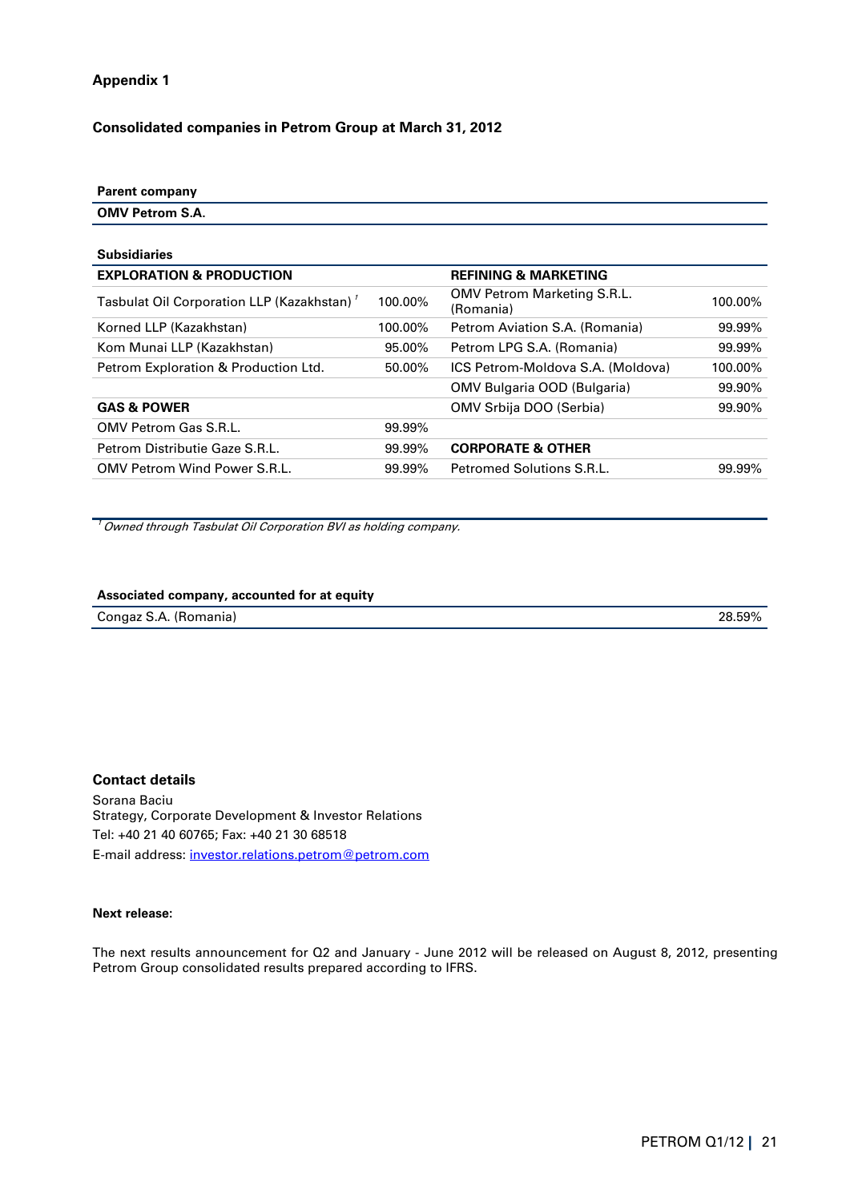## Appendix 1

### Consolidated companies in Petrom Group at March 31, 2012

**Parent company**

**OMV Petrom S.A.**

**Subsidiaries**

| **EXPLORATION & PRODUCTION** | | **REFINING & MARKETING** | |
|---|---|---|---|
| Tasbulat Oil Corporation LLP (Kazakhstan) [1] | 100.00% | OMV Petrom Marketing S.R.L. (Romania) | 100.00% |
| Korned LLP (Kazakhstan) | 100.00% | Petrom Aviation S.A. (Romania) | 99.99% |
| Kom Munai LLP (Kazakhstan) | 95.00% | Petrom LPG S.A. (Romania) | 99.99% |
| Petrom Exploration & Production Ltd. | 50.00% | ICS Petrom-Moldova S.A. (Moldova) | 100.00% |
| | | OMV Bulgaria OOD (Bulgaria) | 99.90% |
| **GAS & POWER** | | OMV Srbija DOO (Serbia) | 99.90% |
| OMV Petrom Gas S.R.L. | 99.99% | | |
| Petrom Distributie Gaze S.R.L. | 99.99% | **CORPORATE & OTHER** | |
| OMV Petrom Wind Power S.R.L. | 99.99% | Petromed Solutions S.R.L. | 99.99% |

[1] *Owned through Tasbulat Oil Corporation BVI as holding company.*

| **Associated company, accounted for at equity** | |
|---|---|
| Congaz S.A. (Romania) | 28.59% |

### Contact details

Sorana Baciu
Strategy, Corporate Development & Investor Relations
Tel: +40 21 40 60765; Fax: +40 21 30 68518
E-mail address: investor.relations.petrom@petrom.com

**Next release:**

The next results announcement for Q2 and January - June 2012 will be released on August 8, 2012, presenting Petrom Group consolidated results prepared according to IFRS.